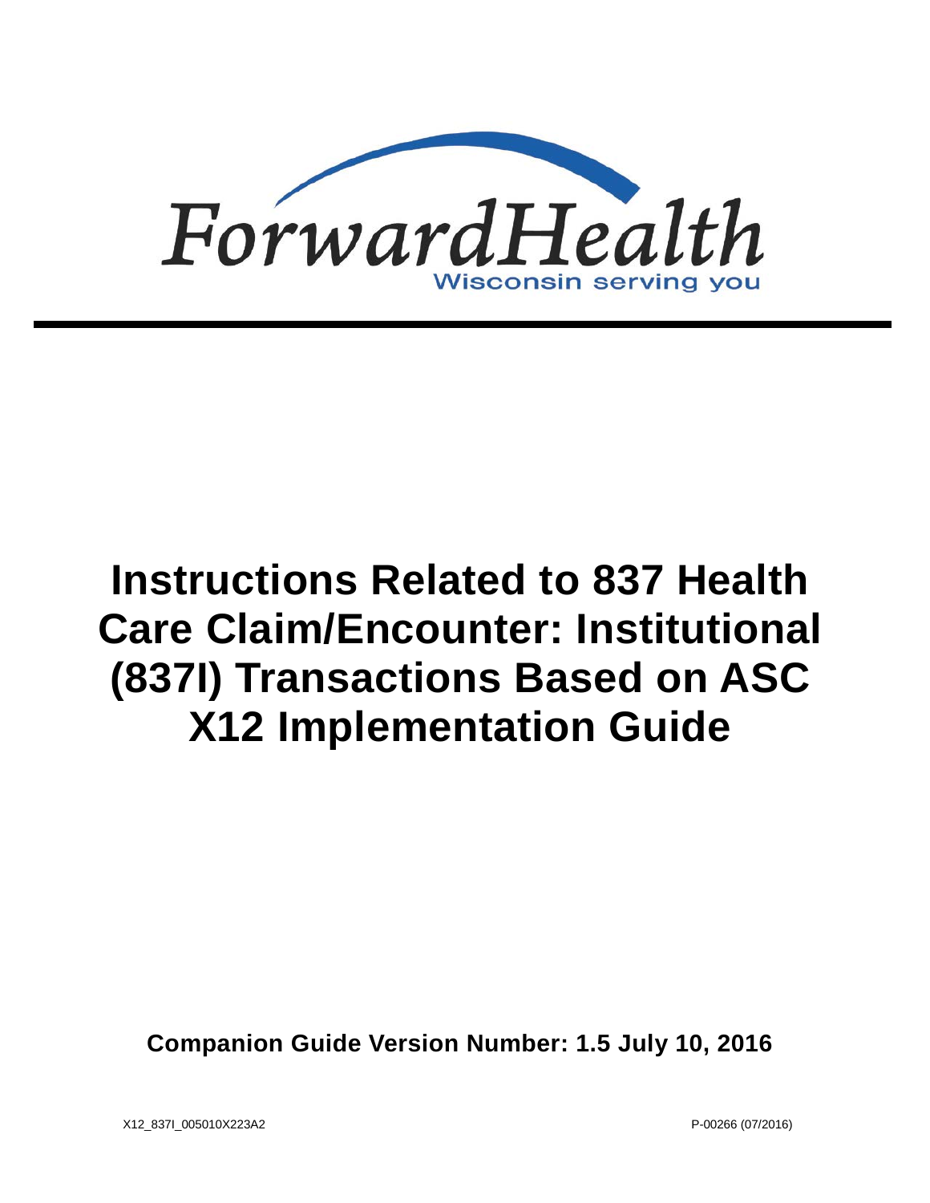ForwardHealth

Wisconsin serving you

# Instructions Related to 837 Health Care Claim/Encounter: Institutional (837I) Transactions Based on ASC X12 Implementation Guide

**Companion Guide Version Number: 1.5 July 10, 2016**

X12_837I_005010X223A2

P-00266 (07/2016)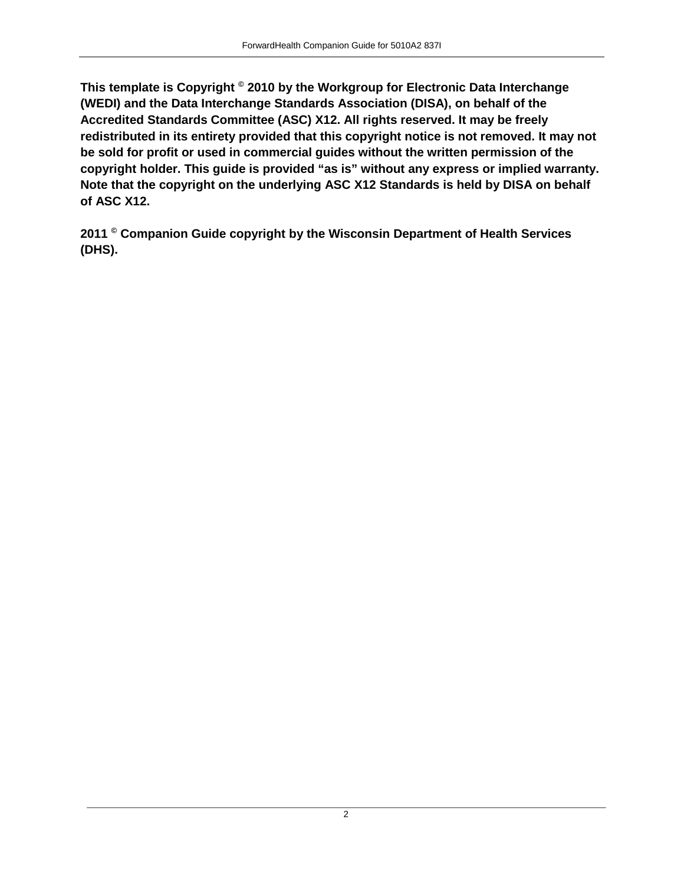**This template is Copyright © 2010 by the Workgroup for Electronic Data Interchange (WEDI) and the Data Interchange Standards Association (DISA), on behalf of the Accredited Standards Committee (ASC) X12. All rights reserved. It may be freely redistributed in its entirety provided that this copyright notice is not removed. It may not be sold for profit or used in commercial guides without the written permission of the copyright holder. This guide is provided "as is" without any express or implied warranty. Note that the copyright on the underlying ASC X12 Standards is held by DISA on behalf of ASC X12.**

**2011 © Companion Guide copyright by the Wisconsin Department of Health Services (DHS).**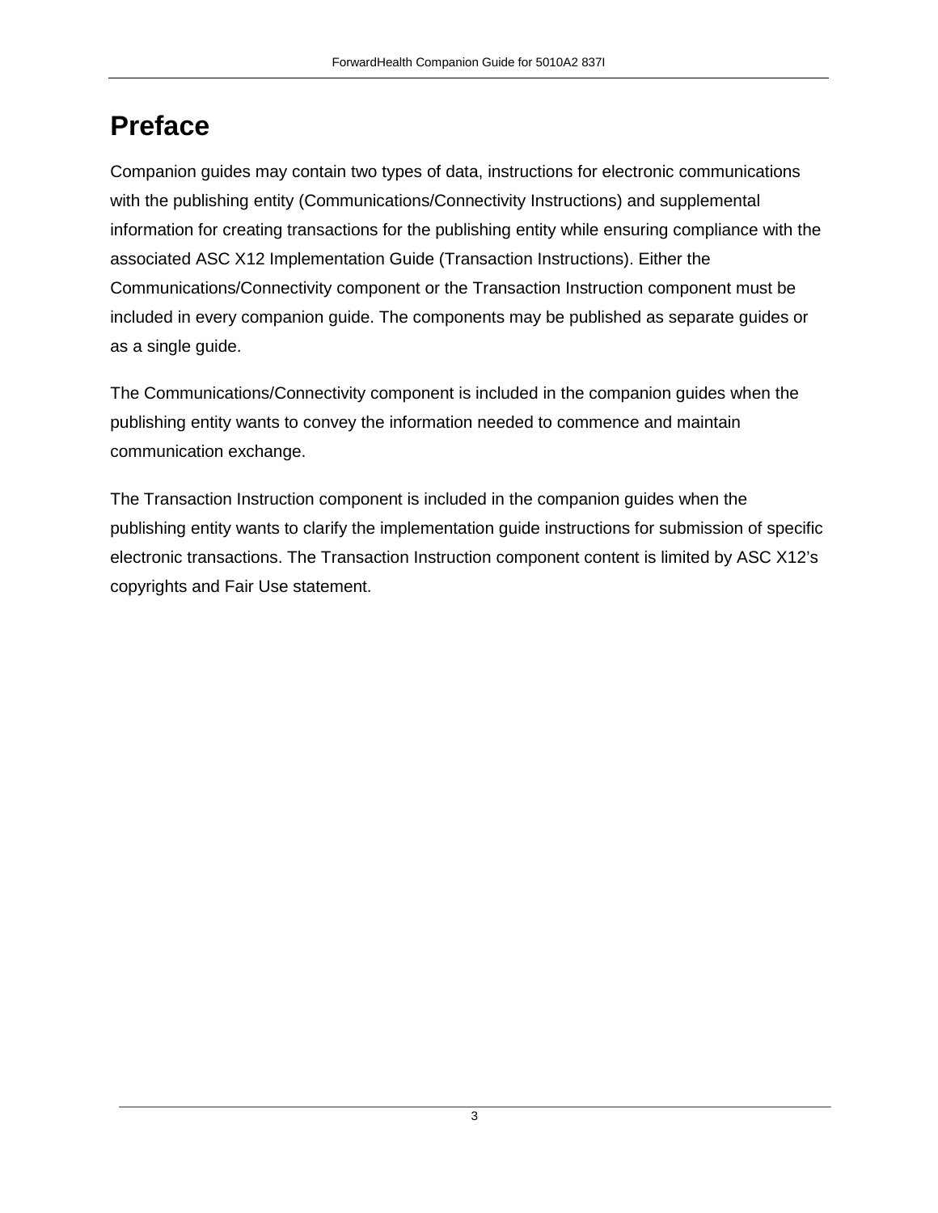# Preface

Companion guides may contain two types of data, instructions for electronic communications with the publishing entity (Communications/Connectivity Instructions) and supplemental information for creating transactions for the publishing entity while ensuring compliance with the associated ASC X12 Implementation Guide (Transaction Instructions). Either the Communications/Connectivity component or the Transaction Instruction component must be included in every companion guide. The components may be published as separate guides or as a single guide.

The Communications/Connectivity component is included in the companion guides when the publishing entity wants to convey the information needed to commence and maintain communication exchange.

The Transaction Instruction component is included in the companion guides when the publishing entity wants to clarify the implementation guide instructions for submission of specific electronic transactions. The Transaction Instruction component content is limited by ASC X12's copyrights and Fair Use statement.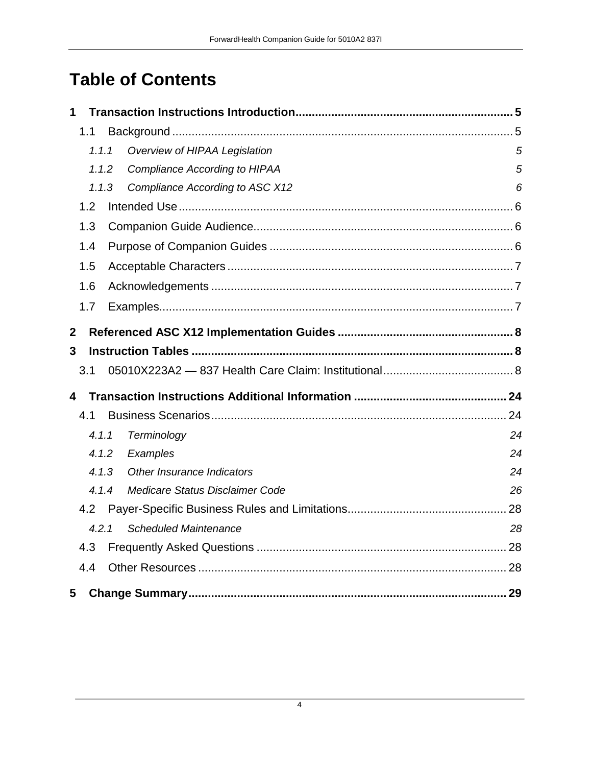# Table of Contents

**1 Transaction Instructions Introduction ..... 5**

- 1.1 Background ..... 5
  - *1.1.1 Overview of HIPAA Legislation 5*
  - *1.1.2 Compliance According to HIPAA 5*
  - *1.1.3 Compliance According to ASC X12 6*
- 1.2 Intended Use ..... 6
- 1.3 Companion Guide Audience ..... 6
- 1.4 Purpose of Companion Guides ..... 6
- 1.5 Acceptable Characters ..... 7
- 1.6 Acknowledgements ..... 7
- 1.7 Examples ..... 7

**2 Referenced ASC X12 Implementation Guides ..... 8**

**3 Instruction Tables ..... 8**

- 3.1 05010X223A2 — 837 Health Care Claim: Institutional ..... 8

**4 Transaction Instructions Additional Information ..... 24**

- 4.1 Business Scenarios ..... 24
  - *4.1.1 Terminology 24*
  - *4.1.2 Examples 24*
  - *4.1.3 Other Insurance Indicators 24*
  - *4.1.4 Medicare Status Disclaimer Code 26*
- 4.2 Payer-Specific Business Rules and Limitations ..... 28
  - *4.2.1 Scheduled Maintenance 28*
- 4.3 Frequently Asked Questions ..... 28
- 4.4 Other Resources ..... 28

**5 Change Summary ..... 29**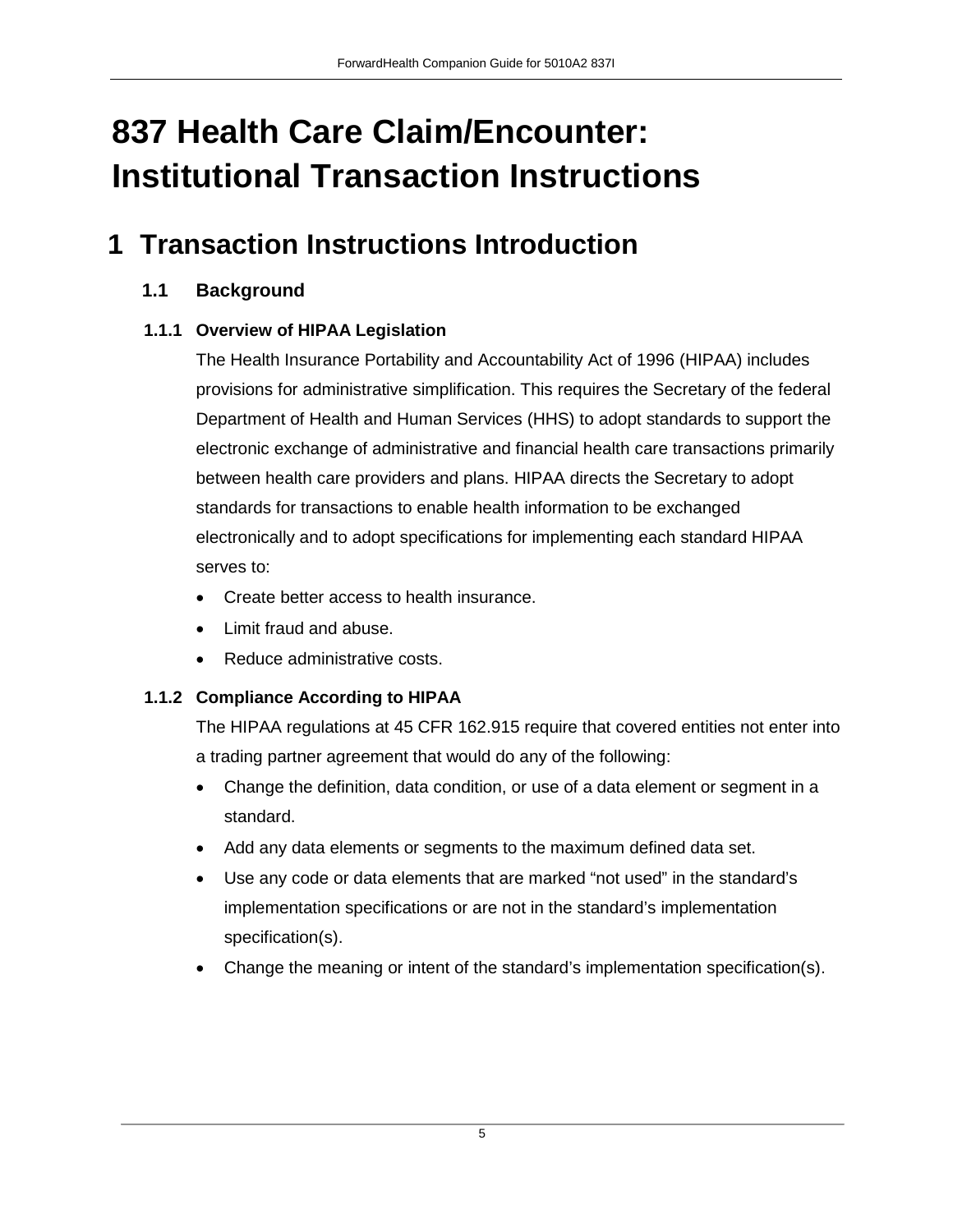# 837 Health Care Claim/Encounter: Institutional Transaction Instructions

## 1 Transaction Instructions Introduction

### 1.1 Background

#### 1.1.1 Overview of HIPAA Legislation

The Health Insurance Portability and Accountability Act of 1996 (HIPAA) includes provisions for administrative simplification. This requires the Secretary of the federal Department of Health and Human Services (HHS) to adopt standards to support the electronic exchange of administrative and financial health care transactions primarily between health care providers and plans. HIPAA directs the Secretary to adopt standards for transactions to enable health information to be exchanged electronically and to adopt specifications for implementing each standard HIPAA serves to:

- Create better access to health insurance.
- Limit fraud and abuse.
- Reduce administrative costs.

#### 1.1.2 Compliance According to HIPAA

The HIPAA regulations at 45 CFR 162.915 require that covered entities not enter into a trading partner agreement that would do any of the following:

- Change the definition, data condition, or use of a data element or segment in a standard.
- Add any data elements or segments to the maximum defined data set.
- Use any code or data elements that are marked "not used" in the standard's implementation specifications or are not in the standard's implementation specification(s).
- Change the meaning or intent of the standard's implementation specification(s).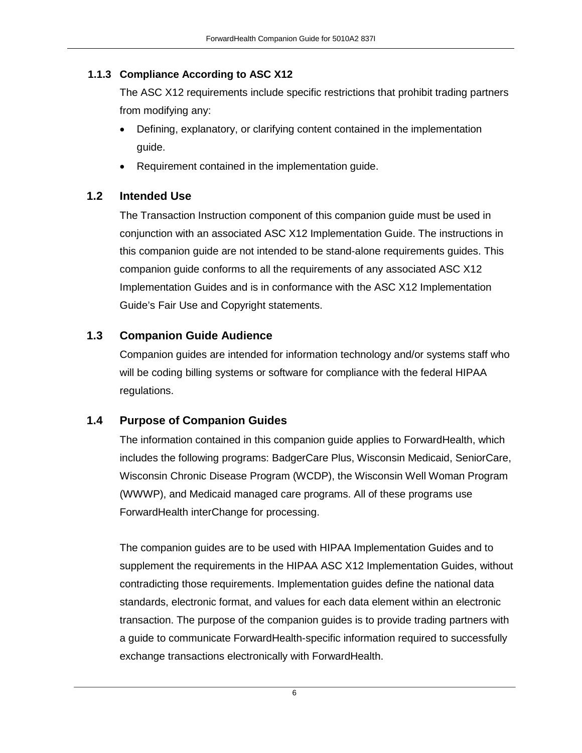### 1.1.3 Compliance According to ASC X12

The ASC X12 requirements include specific restrictions that prohibit trading partners from modifying any:

- Defining, explanatory, or clarifying content contained in the implementation guide.
- Requirement contained in the implementation guide.

## 1.2 Intended Use

The Transaction Instruction component of this companion guide must be used in conjunction with an associated ASC X12 Implementation Guide. The instructions in this companion guide are not intended to be stand-alone requirements guides. This companion guide conforms to all the requirements of any associated ASC X12 Implementation Guides and is in conformance with the ASC X12 Implementation Guide's Fair Use and Copyright statements.

## 1.3 Companion Guide Audience

Companion guides are intended for information technology and/or systems staff who will be coding billing systems or software for compliance with the federal HIPAA regulations.

## 1.4 Purpose of Companion Guides

The information contained in this companion guide applies to ForwardHealth, which includes the following programs: BadgerCare Plus, Wisconsin Medicaid, SeniorCare, Wisconsin Chronic Disease Program (WCDP), the Wisconsin Well Woman Program (WWWP), and Medicaid managed care programs. All of these programs use ForwardHealth interChange for processing.

The companion guides are to be used with HIPAA Implementation Guides and to supplement the requirements in the HIPAA ASC X12 Implementation Guides, without contradicting those requirements. Implementation guides define the national data standards, electronic format, and values for each data element within an electronic transaction. The purpose of the companion guides is to provide trading partners with a guide to communicate ForwardHealth-specific information required to successfully exchange transactions electronically with ForwardHealth.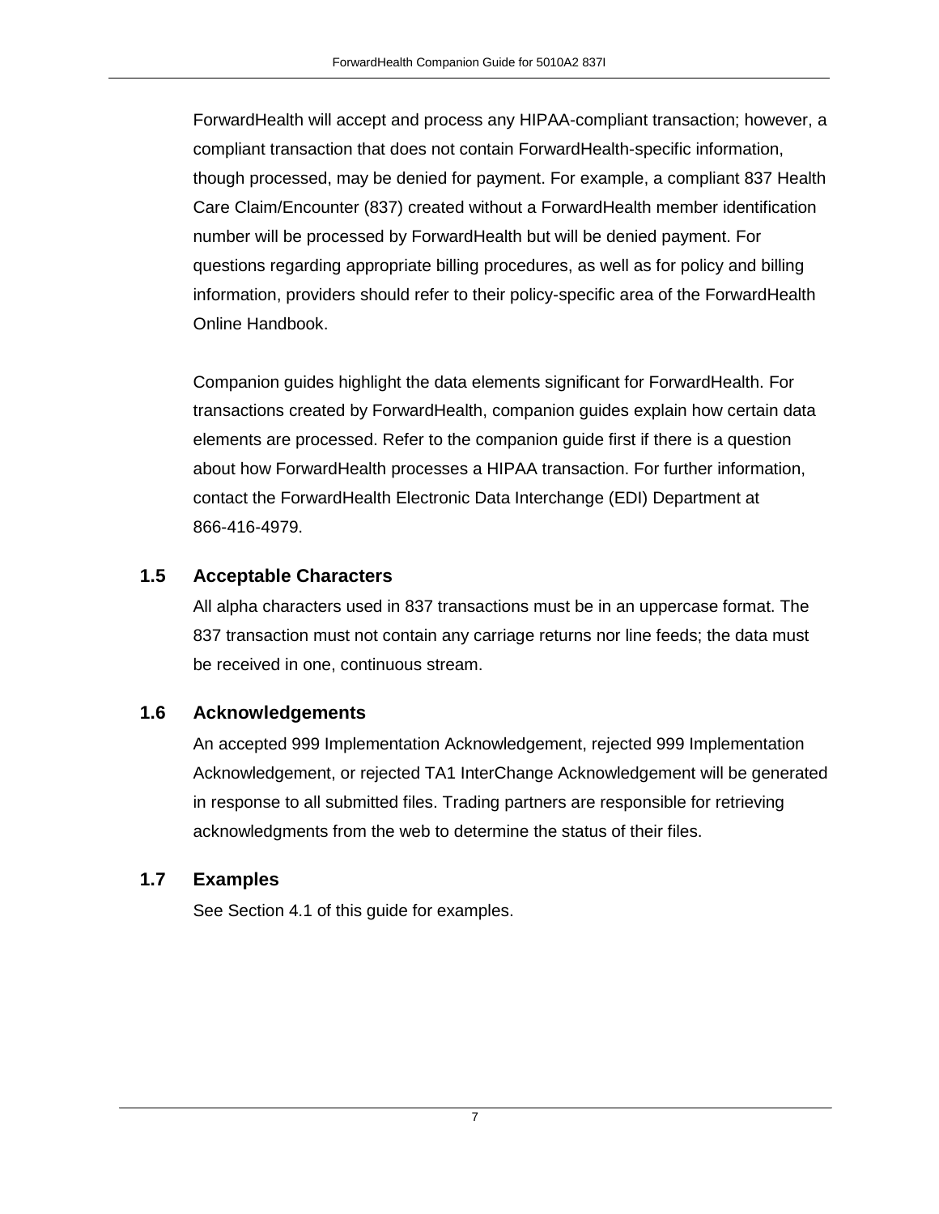ForwardHealth will accept and process any HIPAA-compliant transaction; however, a compliant transaction that does not contain ForwardHealth-specific information, though processed, may be denied for payment. For example, a compliant 837 Health Care Claim/Encounter (837) created without a ForwardHealth member identification number will be processed by ForwardHealth but will be denied payment. For questions regarding appropriate billing procedures, as well as for policy and billing information, providers should refer to their policy-specific area of the ForwardHealth Online Handbook.

Companion guides highlight the data elements significant for ForwardHealth. For transactions created by ForwardHealth, companion guides explain how certain data elements are processed. Refer to the companion guide first if there is a question about how ForwardHealth processes a HIPAA transaction. For further information, contact the ForwardHealth Electronic Data Interchange (EDI) Department at 866-416-4979.

## 1.5 Acceptable Characters

All alpha characters used in 837 transactions must be in an uppercase format. The 837 transaction must not contain any carriage returns nor line feeds; the data must be received in one, continuous stream.

## 1.6 Acknowledgements

An accepted 999 Implementation Acknowledgement, rejected 999 Implementation Acknowledgement, or rejected TA1 InterChange Acknowledgement will be generated in response to all submitted files. Trading partners are responsible for retrieving acknowledgments from the web to determine the status of their files.

## 1.7 Examples

See Section 4.1 of this guide for examples.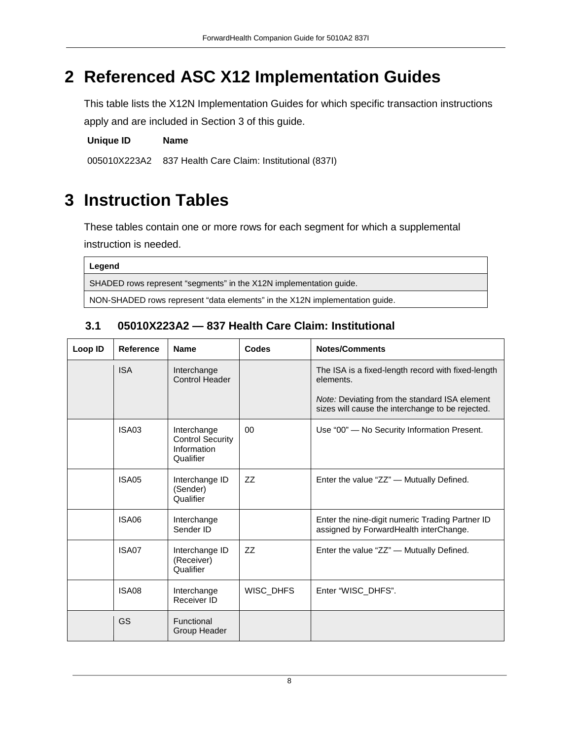# 2 Referenced ASC X12 Implementation Guides

This table lists the X12N Implementation Guides for which specific transaction instructions apply and are included in Section 3 of this guide.

| Unique ID | Name |
| --- | --- |
| 005010X223A2 | 837 Health Care Claim: Institutional (837I) |

# 3 Instruction Tables

These tables contain one or more rows for each segment for which a supplemental instruction is needed.

| Legend |
| --- |
| SHADED rows represent "segments" in the X12N implementation guide. |
| NON-SHADED rows represent "data elements" in the X12N implementation guide. |

## 3.1 05010X223A2 — 837 Health Care Claim: Institutional

| Loop ID | Reference | Name | Codes | Notes/Comments |
| --- | --- | --- | --- | --- |
| | ISA | Interchange Control Header | | The ISA is a fixed-length record with fixed-length elements. *Note:* Deviating from the standard ISA element sizes will cause the interchange to be rejected. |
| | ISA03 | Interchange Control Security Information Qualifier | 00 | Use "00" — No Security Information Present. |
| | ISA05 | Interchange ID (Sender) Qualifier | ZZ | Enter the value "ZZ" — Mutually Defined. |
| | ISA06 | Interchange Sender ID | | Enter the nine-digit numeric Trading Partner ID assigned by ForwardHealth interChange. |
| | ISA07 | Interchange ID (Receiver) Qualifier | ZZ | Enter the value "ZZ" — Mutually Defined. |
| | ISA08 | Interchange Receiver ID | WISC_DHFS | Enter "WISC_DHFS". |
| | GS | Functional Group Header | | |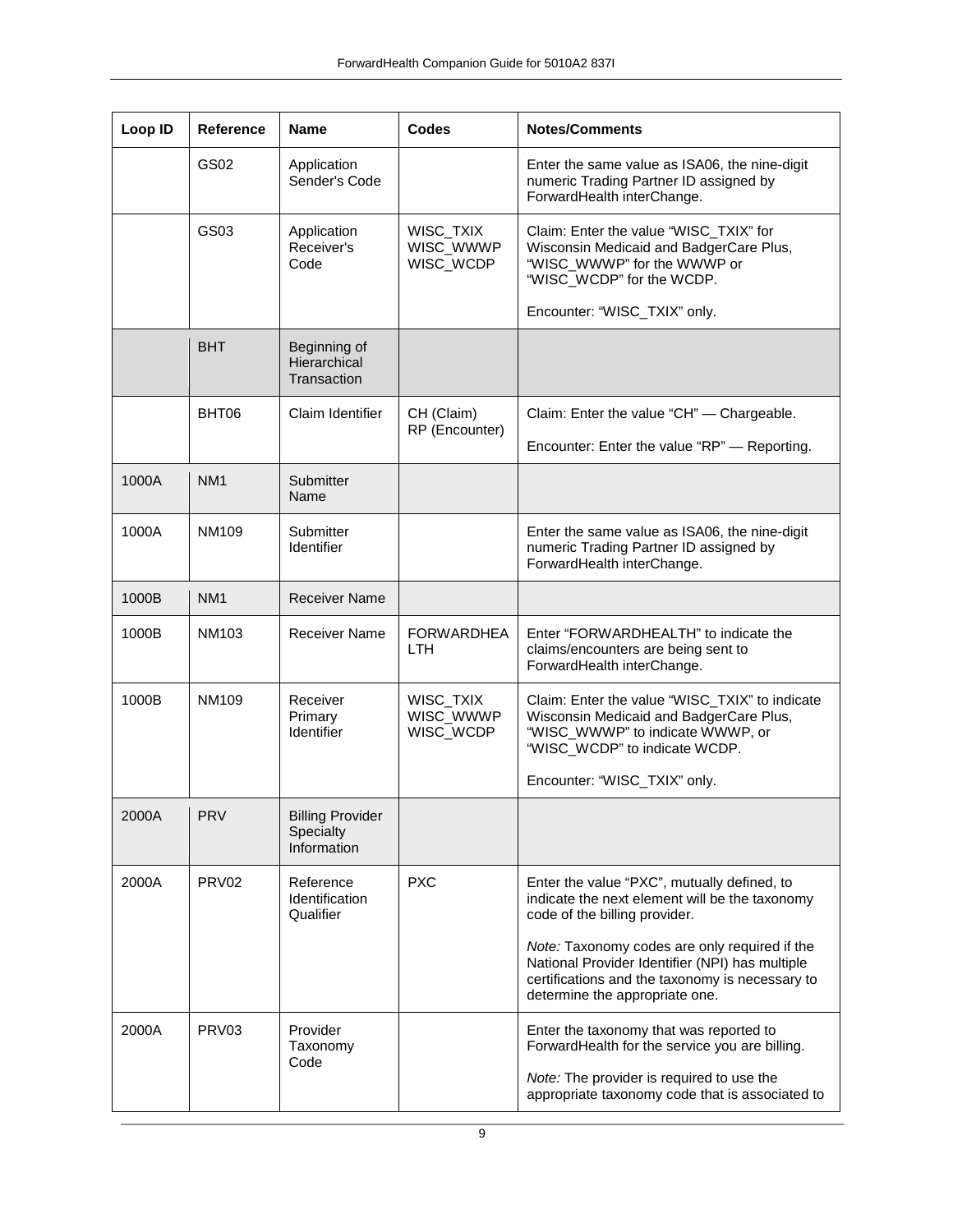| Loop ID | Reference | Name | Codes | Notes/Comments |
|---|---|---|---|---|
| | GS02 | Application Sender's Code | | Enter the same value as ISA06, the nine-digit numeric Trading Partner ID assigned by ForwardHealth interChange. |
| | GS03 | Application Receiver's Code | WISC_TXIX WISC_WWWP WISC_WCDP | Claim: Enter the value “WISC_TXIX” for Wisconsin Medicaid and BadgerCare Plus, “WISC_WWWP” for the WWWP or “WISC_WCDP” for the WCDP.<br><br>Encounter: “WISC_TXIX” only. |
| | BHT | Beginning of Hierarchical Transaction | | |
| | BHT06 | Claim Identifier | CH (Claim) RP (Encounter) | Claim: Enter the value “CH” — Chargeable.<br><br>Encounter: Enter the value “RP” — Reporting. |
| 1000A | NM1 | Submitter Name | | |
| 1000A | NM109 | Submitter Identifier | | Enter the same value as ISA06, the nine-digit numeric Trading Partner ID assigned by ForwardHealth interChange. |
| 1000B | NM1 | Receiver Name | | |
| 1000B | NM103 | Receiver Name | FORWARDHEALTH | Enter “FORWARDHEALTH” to indicate the claims/encounters are being sent to ForwardHealth interChange. |
| 1000B | NM109 | Receiver Primary Identifier | WISC_TXIX WISC_WWWP WISC_WCDP | Claim: Enter the value “WISC_TXIX” to indicate Wisconsin Medicaid and BadgerCare Plus, “WISC_WWWP” to indicate WWWP, or “WISC_WCDP” to indicate WCDP.<br><br>Encounter: “WISC_TXIX” only. |
| 2000A | PRV | Billing Provider Specialty Information | | |
| 2000A | PRV02 | Reference Identification Qualifier | PXC | Enter the value “PXC”, mutually defined, to indicate the next element will be the taxonomy code of the billing provider.<br><br>*Note:* Taxonomy codes are only required if the National Provider Identifier (NPI) has multiple certifications and the taxonomy is necessary to determine the appropriate one. |
| 2000A | PRV03 | Provider Taxonomy Code | | Enter the taxonomy that was reported to ForwardHealth for the service you are billing.<br><br>*Note:* The provider is required to use the appropriate taxonomy code that is associated to |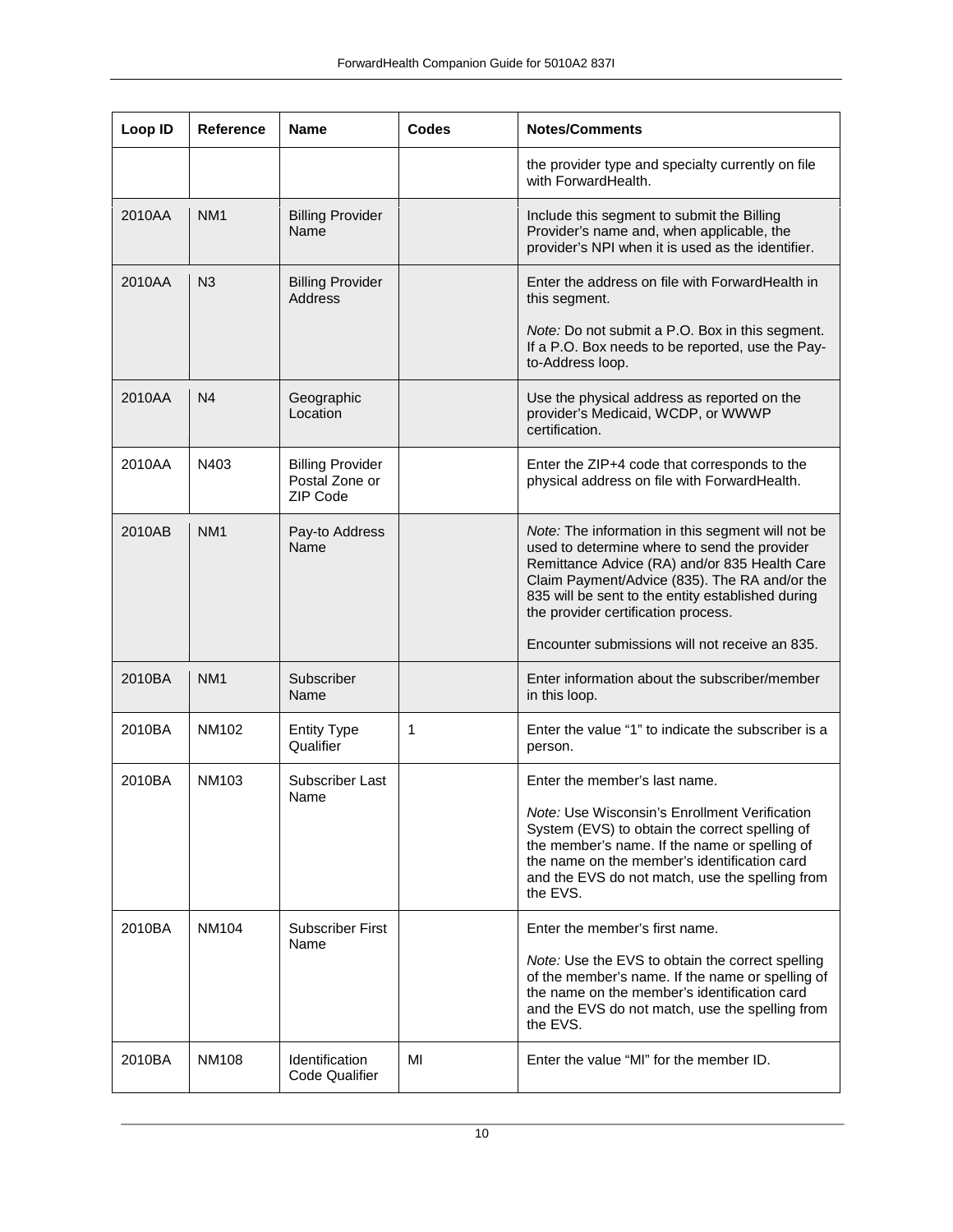| Loop ID | Reference | Name | Codes | Notes/Comments |
|---|---|---|---|---|
| | | | | the provider type and specialty currently on file with ForwardHealth. |
| 2010AA | NM1 | Billing Provider Name | | Include this segment to submit the Billing Provider's name and, when applicable, the provider's NPI when it is used as the identifier. |
| 2010AA | N3 | Billing Provider Address | | Enter the address on file with ForwardHealth in this segment.<br><br>*Note:* Do not submit a P.O. Box in this segment. If a P.O. Box needs to be reported, use the Pay-to-Address loop. |
| 2010AA | N4 | Geographic Location | | Use the physical address as reported on the provider's Medicaid, WCDP, or WWWP certification. |
| 2010AA | N403 | Billing Provider Postal Zone or ZIP Code | | Enter the ZIP+4 code that corresponds to the physical address on file with ForwardHealth. |
| 2010AB | NM1 | Pay-to Address Name | | *Note:* The information in this segment will not be used to determine where to send the provider Remittance Advice (RA) and/or 835 Health Care Claim Payment/Advice (835). The RA and/or the 835 will be sent to the entity established during the provider certification process.<br><br>Encounter submissions will not receive an 835. |
| 2010BA | NM1 | Subscriber Name | | Enter information about the subscriber/member in this loop. |
| 2010BA | NM102 | Entity Type Qualifier | 1 | Enter the value "1" to indicate the subscriber is a person. |
| 2010BA | NM103 | Subscriber Last Name | | Enter the member's last name.<br><br>*Note:* Use Wisconsin's Enrollment Verification System (EVS) to obtain the correct spelling of the member's name. If the name or spelling of the name on the member's identification card and the EVS do not match, use the spelling from the EVS. |
| 2010BA | NM104 | Subscriber First Name | | Enter the member's first name.<br><br>*Note:* Use the EVS to obtain the correct spelling of the member's name. If the name or spelling of the name on the member's identification card and the EVS do not match, use the spelling from the EVS. |
| 2010BA | NM108 | Identification Code Qualifier | MI | Enter the value "MI" for the member ID. |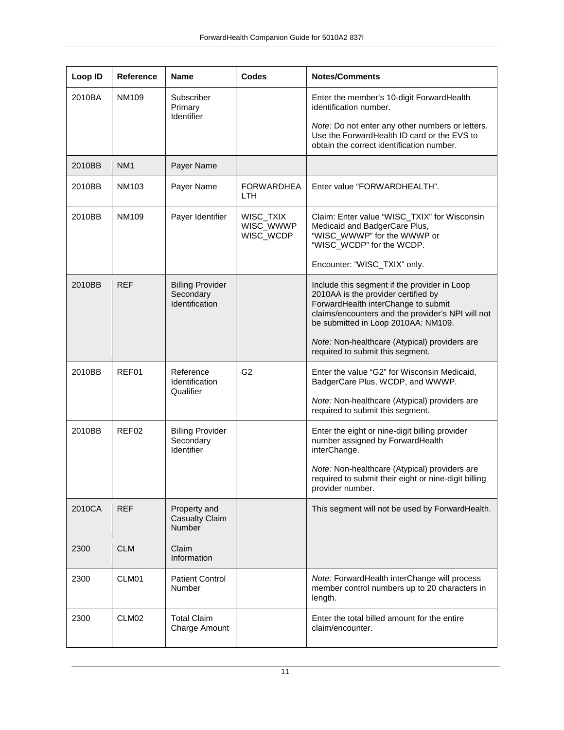| Loop ID | Reference | Name | Codes | Notes/Comments |
|---|---|---|---|---|
| 2010BA | NM109 | Subscriber Primary Identifier | | Enter the member's 10-digit ForwardHealth identification number.<br><br>*Note:* Do not enter any other numbers or letters. Use the ForwardHealth ID card or the EVS to obtain the correct identification number. |
| 2010BB | NM1 | Payer Name | | |
| 2010BB | NM103 | Payer Name | FORWARDHEALTH | Enter value "FORWARDHEALTH". |
| 2010BB | NM109 | Payer Identifier | WISC_TXIX WISC_WWWP WISC_WCDP | Claim: Enter value "WISC_TXIX" for Wisconsin Medicaid and BadgerCare Plus, "WISC_WWWP" for the WWWP or "WISC_WCDP" for the WCDP.<br><br>Encounter: "WISC_TXIX" only. |
| 2010BB | REF | Billing Provider Secondary Identification | | Include this segment if the provider in Loop 2010AA is the provider certified by ForwardHealth interChange to submit claims/encounters and the provider's NPI will not be submitted in Loop 2010AA: NM109.<br><br>*Note:* Non-healthcare (Atypical) providers are required to submit this segment. |
| 2010BB | REF01 | Reference Identification Qualifier | G2 | Enter the value "G2" for Wisconsin Medicaid, BadgerCare Plus, WCDP, and WWWP.<br><br>*Note:* Non-healthcare (Atypical) providers are required to submit this segment. |
| 2010BB | REF02 | Billing Provider Secondary Identifier | | Enter the eight or nine-digit billing provider number assigned by ForwardHealth interChange.<br><br>*Note:* Non-healthcare (Atypical) providers are required to submit their eight or nine-digit billing provider number. |
| 2010CA | REF | Property and Casualty Claim Number | | This segment will not be used by ForwardHealth. |
| 2300 | CLM | Claim Information | | |
| 2300 | CLM01 | Patient Control Number | | *Note:* ForwardHealth interChange will process member control numbers up to 20 characters in length. |
| 2300 | CLM02 | Total Claim Charge Amount | | Enter the total billed amount for the entire claim/encounter. |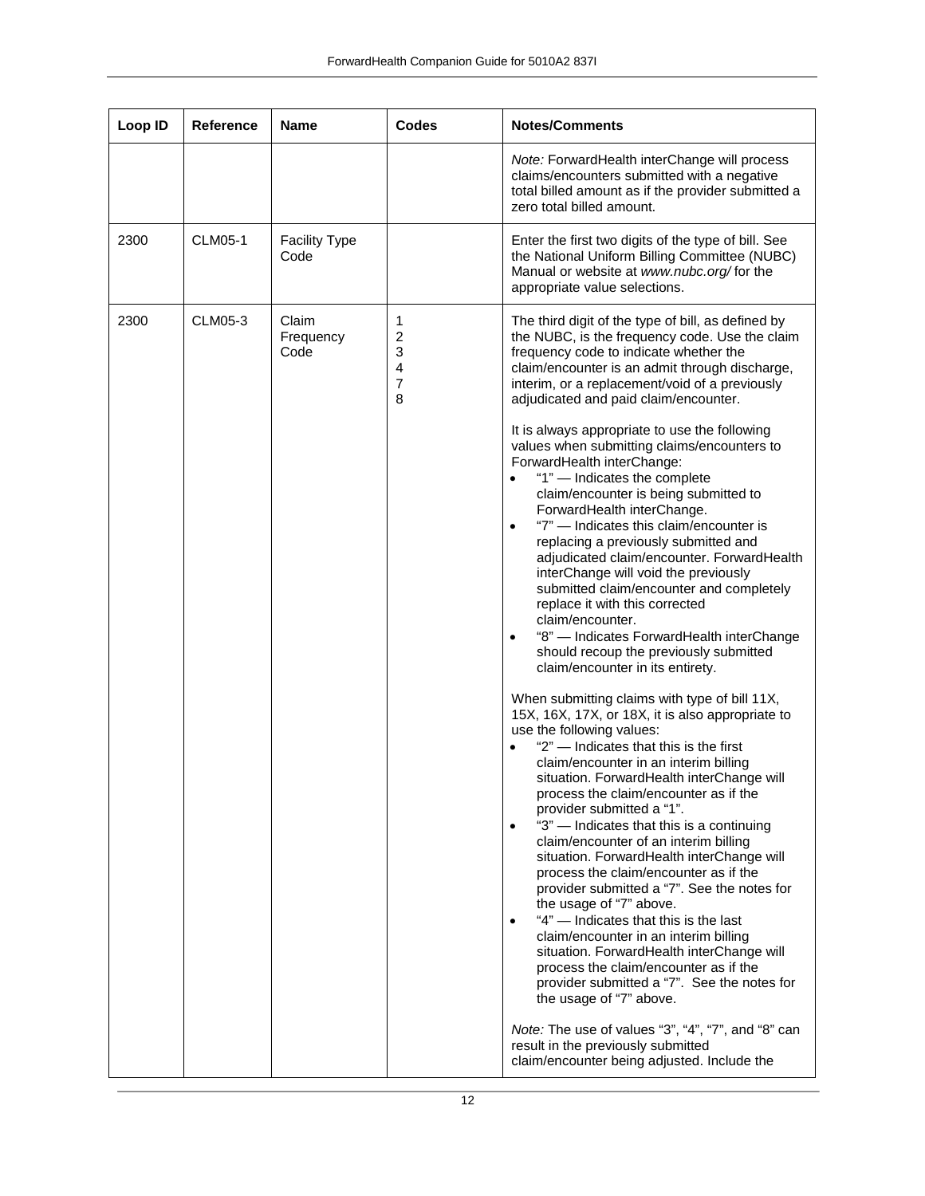| Loop ID | Reference | Name | Codes | Notes/Comments |
| --- | --- | --- | --- | --- |
| | | | | *Note:* ForwardHealth interChange will process claims/encounters submitted with a negative total billed amount as if the provider submitted a zero total billed amount. |
| 2300 | CLM05-1 | Facility Type Code | | Enter the first two digits of the type of bill. See the National Uniform Billing Committee (NUBC) Manual or website at *www.nubc.org/* for the appropriate value selections. |
| 2300 | CLM05-3 | Claim Frequency Code | 1<br>2<br>3<br>4<br>7<br>8 | The third digit of the type of bill, as defined by the NUBC, is the frequency code. Use the claim frequency code to indicate whether the claim/encounter is an admit through discharge, interim, or a replacement/void of a previously adjudicated and paid claim/encounter.<br><br>It is always appropriate to use the following values when submitting claims/encounters to ForwardHealth interChange:<br>• "1" — Indicates the complete claim/encounter is being submitted to ForwardHealth interChange.<br>• "7" — Indicates this claim/encounter is replacing a previously submitted and adjudicated claim/encounter. ForwardHealth interChange will void the previously submitted claim/encounter and completely replace it with this corrected claim/encounter.<br>• "8" — Indicates ForwardHealth interChange should recoup the previously submitted claim/encounter in its entirety.<br><br>When submitting claims with type of bill 11X, 15X, 16X, 17X, or 18X, it is also appropriate to use the following values:<br>• "2" — Indicates that this is the first claim/encounter in an interim billing situation. ForwardHealth interChange will process the claim/encounter as if the provider submitted a "1".<br>• "3" — Indicates that this is a continuing claim/encounter of an interim billing situation. ForwardHealth interChange will process the claim/encounter as if the provider submitted a "7". See the notes for the usage of "7" above.<br>• "4" — Indicates that this is the last claim/encounter in an interim billing situation. ForwardHealth interChange will process the claim/encounter as if the provider submitted a "7". See the notes for the usage of "7" above.<br><br>*Note:* The use of values "3", "4", "7", and "8" can result in the previously submitted claim/encounter being adjusted. Include the |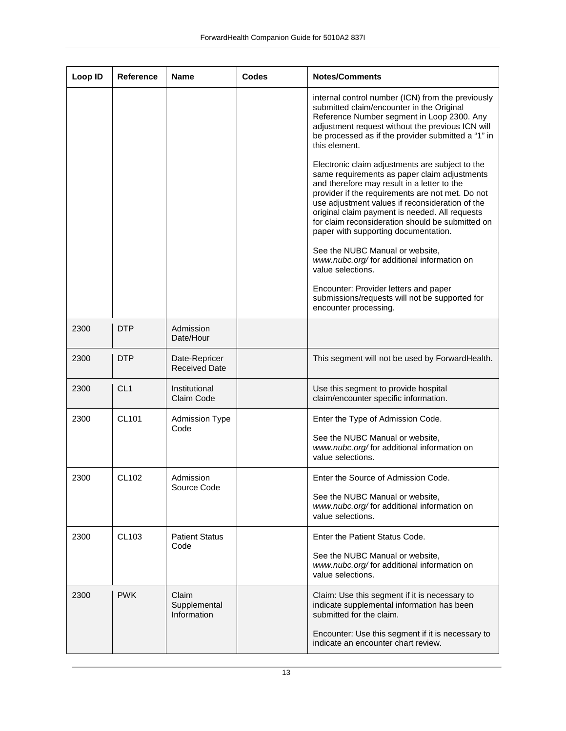| Loop ID | Reference | Name | Codes | Notes/Comments |
|---|---|---|---|---|
| | | | | internal control number (ICN) from the previously submitted claim/encounter in the Original Reference Number segment in Loop 2300. Any adjustment request without the previous ICN will be processed as if the provider submitted a "1" in this element.<br><br>Electronic claim adjustments are subject to the same requirements as paper claim adjustments and therefore may result in a letter to the provider if the requirements are not met. Do not use adjustment values if reconsideration of the original claim payment is needed. All requests for claim reconsideration should be submitted on paper with supporting documentation.<br><br>See the NUBC Manual or website, *www.nubc.org/* for additional information on value selections.<br><br>Encounter: Provider letters and paper submissions/requests will not be supported for encounter processing. |
| 2300 | DTP | Admission Date/Hour | | |
| 2300 | DTP | Date-Repricer Received Date | | This segment will not be used by ForwardHealth. |
| 2300 | CL1 | Institutional Claim Code | | Use this segment to provide hospital claim/encounter specific information. |
| 2300 | CL101 | Admission Type Code | | Enter the Type of Admission Code.<br><br>See the NUBC Manual or website, *www.nubc.org/* for additional information on value selections. |
| 2300 | CL102 | Admission Source Code | | Enter the Source of Admission Code.<br><br>See the NUBC Manual or website, *www.nubc.org/* for additional information on value selections. |
| 2300 | CL103 | Patient Status Code | | Enter the Patient Status Code.<br><br>See the NUBC Manual or website, *www.nubc.org/* for additional information on value selections. |
| 2300 | PWK | Claim Supplemental Information | | Claim: Use this segment if it is necessary to indicate supplemental information has been submitted for the claim.<br><br>Encounter: Use this segment if it is necessary to indicate an encounter chart review. |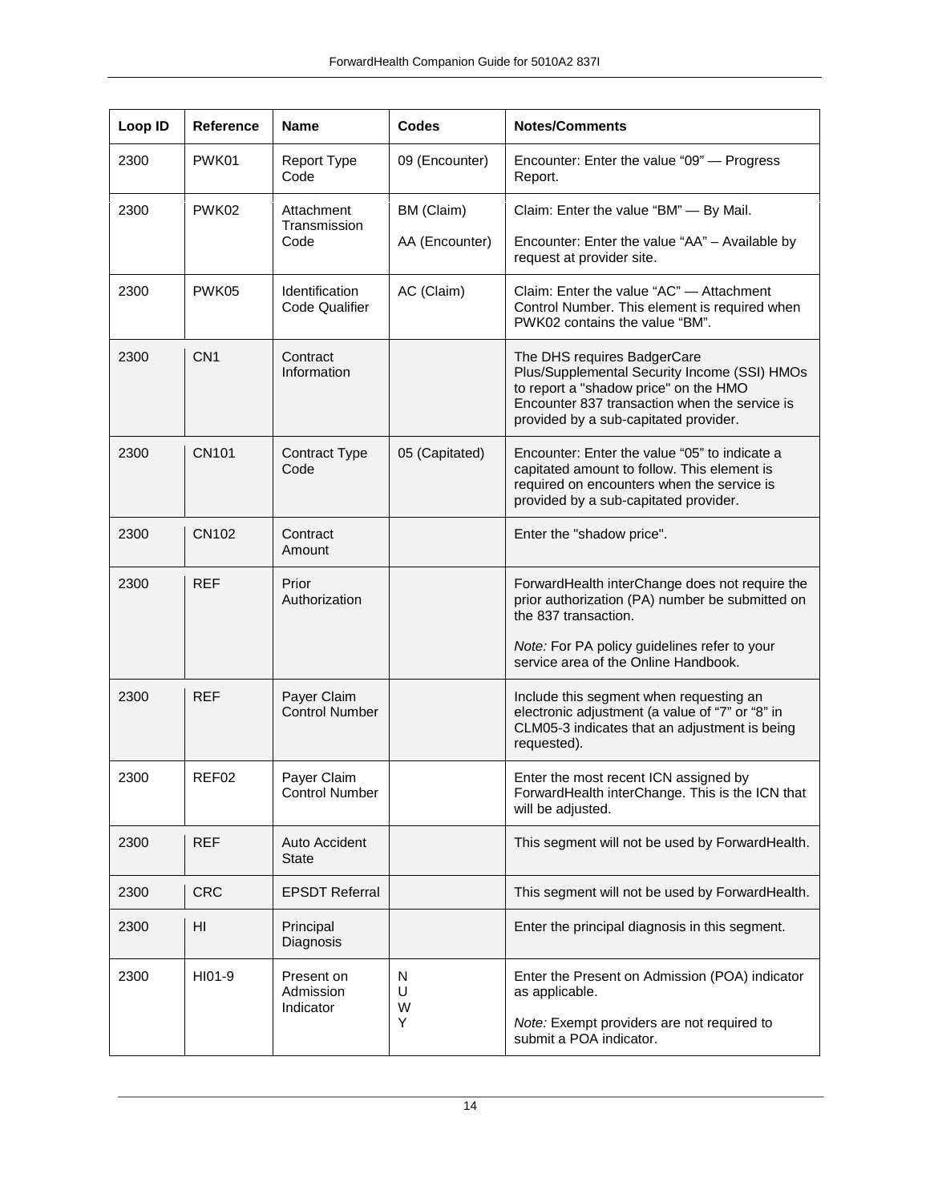| Loop ID | Reference | Name | Codes | Notes/Comments |
|---|---|---|---|---|
| 2300 | PWK01 | Report Type Code | 09 (Encounter) | Encounter: Enter the value "09" — Progress Report. |
| 2300 | PWK02 | Attachment Transmission Code | BM (Claim)<br><br>AA (Encounter) | Claim: Enter the value "BM" — By Mail.<br><br>Encounter: Enter the value "AA" – Available by request at provider site. |
| 2300 | PWK05 | Identification Code Qualifier | AC (Claim) | Claim: Enter the value "AC" — Attachment Control Number. This element is required when PWK02 contains the value "BM". |
| 2300 | CN1 | Contract Information | | The DHS requires BadgerCare Plus/Supplemental Security Income (SSI) HMOs to report a "shadow price" on the HMO Encounter 837 transaction when the service is provided by a sub-capitated provider. |
| 2300 | CN101 | Contract Type Code | 05 (Capitated) | Encounter: Enter the value "05" to indicate a capitated amount to follow. This element is required on encounters when the service is provided by a sub-capitated provider. |
| 2300 | CN102 | Contract Amount | | Enter the "shadow price". |
| 2300 | REF | Prior Authorization | | ForwardHealth interChange does not require the prior authorization (PA) number be submitted on the 837 transaction.<br><br>*Note:* For PA policy guidelines refer to your service area of the Online Handbook. |
| 2300 | REF | Payer Claim Control Number | | Include this segment when requesting an electronic adjustment (a value of "7" or "8" in CLM05-3 indicates that an adjustment is being requested). |
| 2300 | REF02 | Payer Claim Control Number | | Enter the most recent ICN assigned by ForwardHealth interChange. This is the ICN that will be adjusted. |
| 2300 | REF | Auto Accident State | | This segment will not be used by ForwardHealth. |
| 2300 | CRC | EPSDT Referral | | This segment will not be used by ForwardHealth. |
| 2300 | HI | Principal Diagnosis | | Enter the principal diagnosis in this segment. |
| 2300 | HI01-9 | Present on Admission Indicator | N<br>U<br>W<br>Y | Enter the Present on Admission (POA) indicator as applicable.<br><br>*Note:* Exempt providers are not required to submit a POA indicator. |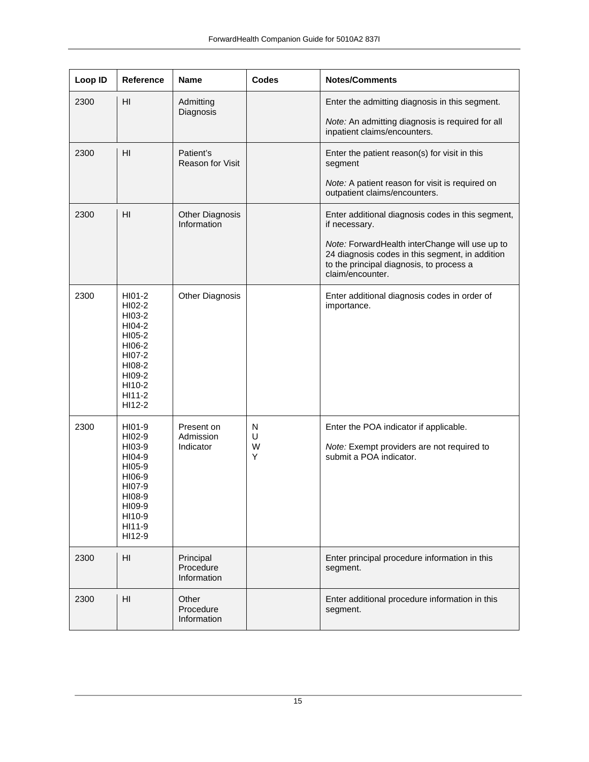| Loop ID | Reference | Name | Codes | Notes/Comments |
|---|---|---|---|---|
| 2300 | HI | Admitting Diagnosis | | Enter the admitting diagnosis in this segment.<br><br>*Note:* An admitting diagnosis is required for all inpatient claims/encounters. |
| 2300 | HI | Patient's Reason for Visit | | Enter the patient reason(s) for visit in this segment<br><br>*Note:* A patient reason for visit is required on outpatient claims/encounters. |
| 2300 | HI | Other Diagnosis Information | | Enter additional diagnosis codes in this segment, if necessary.<br><br>*Note:* ForwardHealth interChange will use up to 24 diagnosis codes in this segment, in addition to the principal diagnosis, to process a claim/encounter. |
| 2300 | HI01-2<br>HI02-2<br>HI03-2<br>HI04-2<br>HI05-2<br>HI06-2<br>HI07-2<br>HI08-2<br>HI09-2<br>HI10-2<br>HI11-2<br>HI12-2 | Other Diagnosis | | Enter additional diagnosis codes in order of importance. |
| 2300 | HI01-9<br>HI02-9<br>HI03-9<br>HI04-9<br>HI05-9<br>HI06-9<br>HI07-9<br>HI08-9<br>HI09-9<br>HI10-9<br>HI11-9<br>HI12-9 | Present on Admission Indicator | N<br>U<br>W<br>Y | Enter the POA indicator if applicable.<br><br>*Note:* Exempt providers are not required to submit a POA indicator. |
| 2300 | HI | Principal Procedure Information | | Enter principal procedure information in this segment. |
| 2300 | HI | Other Procedure Information | | Enter additional procedure information in this segment. |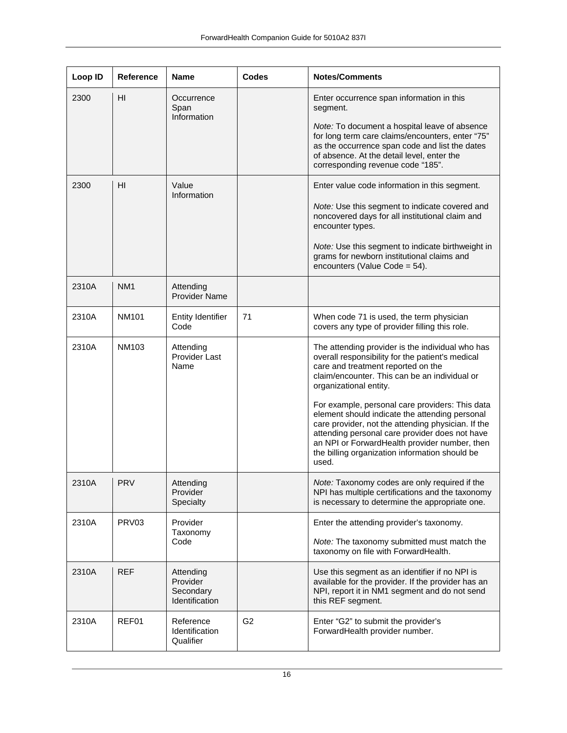| Loop ID | Reference | Name | Codes | Notes/Comments |
|---|---|---|---|---|
| 2300 | HI | Occurrence Span Information | | Enter occurrence span information in this segment.<br><br>*Note:* To document a hospital leave of absence for long term care claims/encounters, enter "75" as the occurrence span code and list the dates of absence. At the detail level, enter the corresponding revenue code "185". |
| 2300 | HI | Value Information | | Enter value code information in this segment.<br><br>*Note:* Use this segment to indicate covered and noncovered days for all institutional claim and encounter types.<br><br>*Note:* Use this segment to indicate birthweight in grams for newborn institutional claims and encounters (Value Code = 54). |
| 2310A | NM1 | Attending Provider Name | | |
| 2310A | NM101 | Entity Identifier Code | 71 | When code 71 is used, the term physician covers any type of provider filling this role. |
| 2310A | NM103 | Attending Provider Last Name | | The attending provider is the individual who has overall responsibility for the patient's medical care and treatment reported on the claim/encounter. This can be an individual or organizational entity.<br><br>For example, personal care providers: This data element should indicate the attending personal care provider, not the attending physician. If the attending personal care provider does not have an NPI or ForwardHealth provider number, then the billing organization information should be used. |
| 2310A | PRV | Attending Provider Specialty | | *Note:* Taxonomy codes are only required if the NPI has multiple certifications and the taxonomy is necessary to determine the appropriate one. |
| 2310A | PRV03 | Provider Taxonomy Code | | Enter the attending provider's taxonomy.<br><br>*Note:* The taxonomy submitted must match the taxonomy on file with ForwardHealth. |
| 2310A | REF | Attending Provider Secondary Identification | | Use this segment as an identifier if no NPI is available for the provider. If the provider has an NPI, report it in NM1 segment and do not send this REF segment. |
| 2310A | REF01 | Reference Identification Qualifier | G2 | Enter "G2" to submit the provider's ForwardHealth provider number. |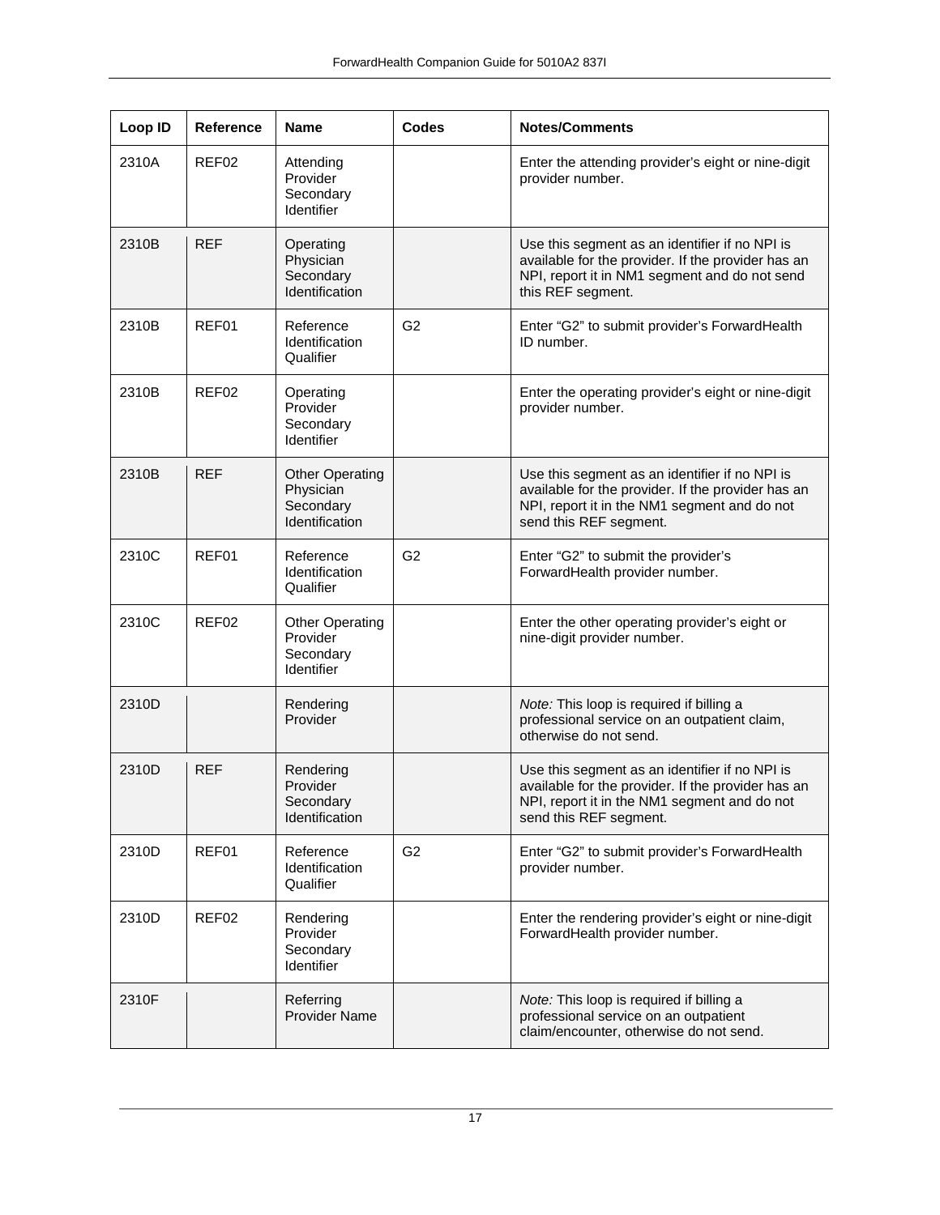| Loop ID | Reference | Name | Codes | Notes/Comments |
| --- | --- | --- | --- | --- |
| 2310A | REF02 | Attending Provider Secondary Identifier | | Enter the attending provider's eight or nine-digit provider number. |
| 2310B | REF | Operating Physician Secondary Identification | | Use this segment as an identifier if no NPI is available for the provider. If the provider has an NPI, report it in NM1 segment and do not send this REF segment. |
| 2310B | REF01 | Reference Identification Qualifier | G2 | Enter "G2" to submit provider's ForwardHealth ID number. |
| 2310B | REF02 | Operating Provider Secondary Identifier | | Enter the operating provider's eight or nine-digit provider number. |
| 2310B | REF | Other Operating Physician Secondary Identification | | Use this segment as an identifier if no NPI is available for the provider. If the provider has an NPI, report it in the NM1 segment and do not send this REF segment. |
| 2310C | REF01 | Reference Identification Qualifier | G2 | Enter "G2" to submit the provider's ForwardHealth provider number. |
| 2310C | REF02 | Other Operating Provider Secondary Identifier | | Enter the other operating provider's eight or nine-digit provider number. |
| 2310D | | Rendering Provider | | *Note:* This loop is required if billing a professional service on an outpatient claim, otherwise do not send. |
| 2310D | REF | Rendering Provider Secondary Identification | | Use this segment as an identifier if no NPI is available for the provider. If the provider has an NPI, report it in the NM1 segment and do not send this REF segment. |
| 2310D | REF01 | Reference Identification Qualifier | G2 | Enter "G2" to submit provider's ForwardHealth provider number. |
| 2310D | REF02 | Rendering Provider Secondary Identifier | | Enter the rendering provider's eight or nine-digit ForwardHealth provider number. |
| 2310F | | Referring Provider Name | | *Note:* This loop is required if billing a professional service on an outpatient claim/encounter, otherwise do not send. |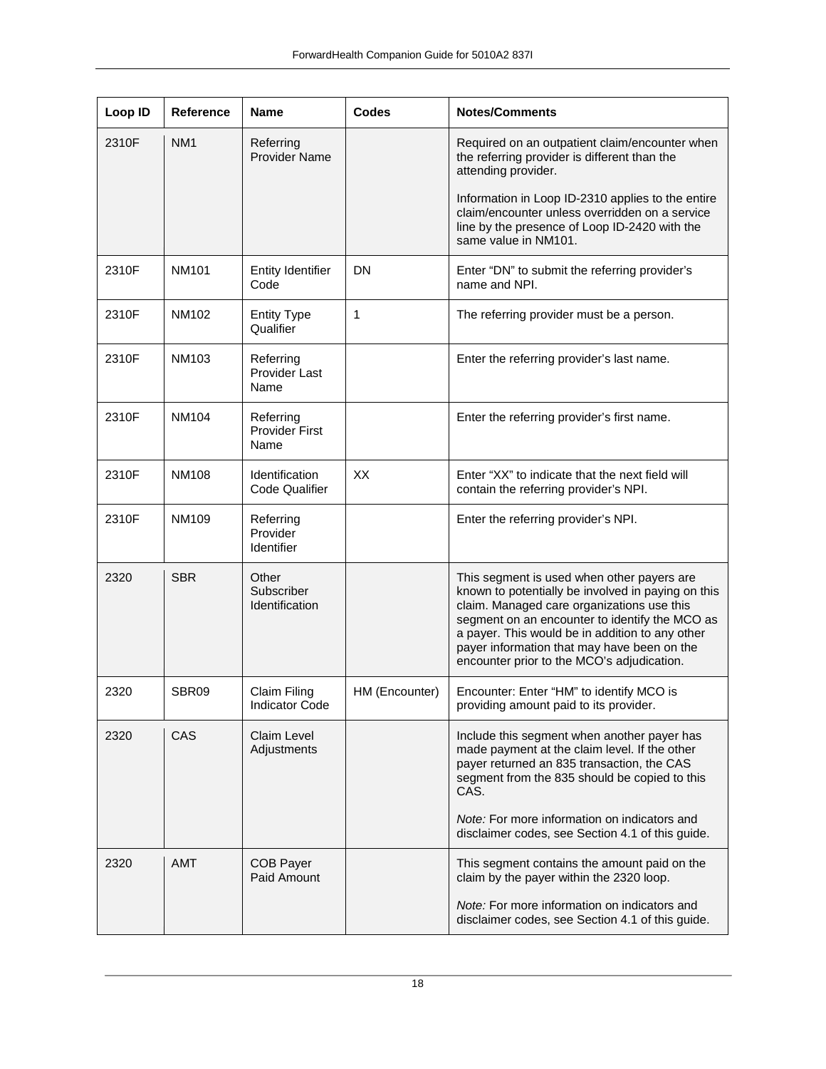| Loop ID | Reference | Name | Codes | Notes/Comments |
|---|---|---|---|---|
| 2310F | NM1 | Referring Provider Name | | Required on an outpatient claim/encounter when the referring provider is different than the attending provider.<br><br>Information in Loop ID-2310 applies to the entire claim/encounter unless overridden on a service line by the presence of Loop ID-2420 with the same value in NM101. |
| 2310F | NM101 | Entity Identifier Code | DN | Enter "DN" to submit the referring provider's name and NPI. |
| 2310F | NM102 | Entity Type Qualifier | 1 | The referring provider must be a person. |
| 2310F | NM103 | Referring Provider Last Name | | Enter the referring provider's last name. |
| 2310F | NM104 | Referring Provider First Name | | Enter the referring provider's first name. |
| 2310F | NM108 | Identification Code Qualifier | XX | Enter "XX" to indicate that the next field will contain the referring provider's NPI. |
| 2310F | NM109 | Referring Provider Identifier | | Enter the referring provider's NPI. |
| 2320 | SBR | Other Subscriber Identification | | This segment is used when other payers are known to potentially be involved in paying on this claim. Managed care organizations use this segment on an encounter to identify the MCO as a payer. This would be in addition to any other payer information that may have been on the encounter prior to the MCO's adjudication. |
| 2320 | SBR09 | Claim Filing Indicator Code | HM (Encounter) | Encounter: Enter "HM" to identify MCO is providing amount paid to its provider. |
| 2320 | CAS | Claim Level Adjustments | | Include this segment when another payer has made payment at the claim level. If the other payer returned an 835 transaction, the CAS segment from the 835 should be copied to this CAS.<br><br>*Note:* For more information on indicators and disclaimer codes, see Section 4.1 of this guide. |
| 2320 | AMT | COB Payer Paid Amount | | This segment contains the amount paid on the claim by the payer within the 2320 loop.<br><br>*Note:* For more information on indicators and disclaimer codes, see Section 4.1 of this guide. |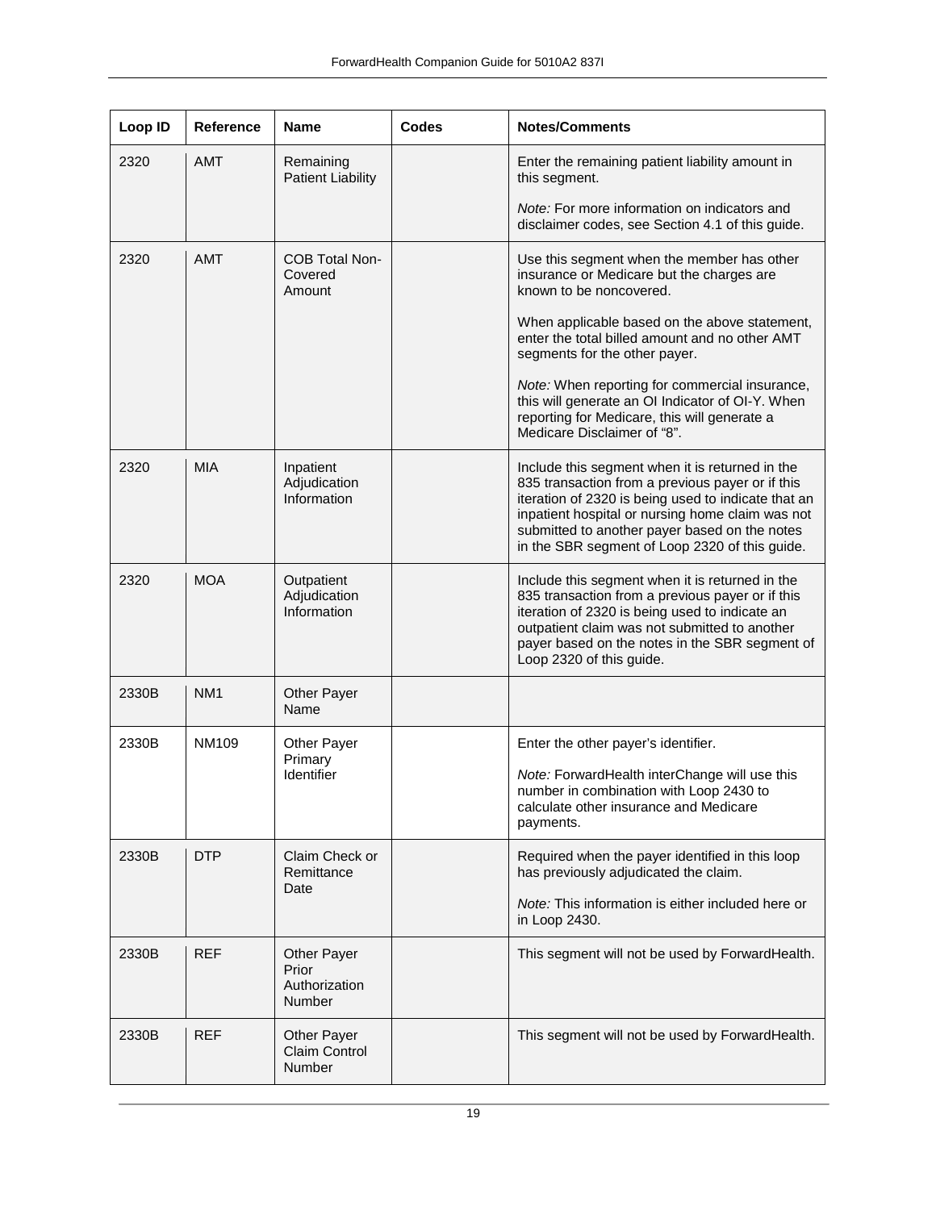| Loop ID | Reference | Name | Codes | Notes/Comments |
|---|---|---|---|---|
| 2320 | AMT | Remaining Patient Liability | | Enter the remaining patient liability amount in this segment.<br><br>*Note:* For more information on indicators and disclaimer codes, see Section 4.1 of this guide. |
| 2320 | AMT | COB Total Non-Covered Amount | | Use this segment when the member has other insurance or Medicare but the charges are known to be noncovered.<br><br>When applicable based on the above statement, enter the total billed amount and no other AMT segments for the other payer.<br><br>*Note:* When reporting for commercial insurance, this will generate an OI Indicator of OI-Y. When reporting for Medicare, this will generate a Medicare Disclaimer of "8". |
| 2320 | MIA | Inpatient Adjudication Information | | Include this segment when it is returned in the 835 transaction from a previous payer or if this iteration of 2320 is being used to indicate that an inpatient hospital or nursing home claim was not submitted to another payer based on the notes in the SBR segment of Loop 2320 of this guide. |
| 2320 | MOA | Outpatient Adjudication Information | | Include this segment when it is returned in the 835 transaction from a previous payer or if this iteration of 2320 is being used to indicate an outpatient claim was not submitted to another payer based on the notes in the SBR segment of Loop 2320 of this guide. |
| 2330B | NM1 | Other Payer Name | | |
| 2330B | NM109 | Other Payer Primary Identifier | | Enter the other payer's identifier.<br><br>*Note:* ForwardHealth interChange will use this number in combination with Loop 2430 to calculate other insurance and Medicare payments. |
| 2330B | DTP | Claim Check or Remittance Date | | Required when the payer identified in this loop has previously adjudicated the claim.<br><br>*Note:* This information is either included here or in Loop 2430. |
| 2330B | REF | Other Payer Prior Authorization Number | | This segment will not be used by ForwardHealth. |
| 2330B | REF | Other Payer Claim Control Number | | This segment will not be used by ForwardHealth. |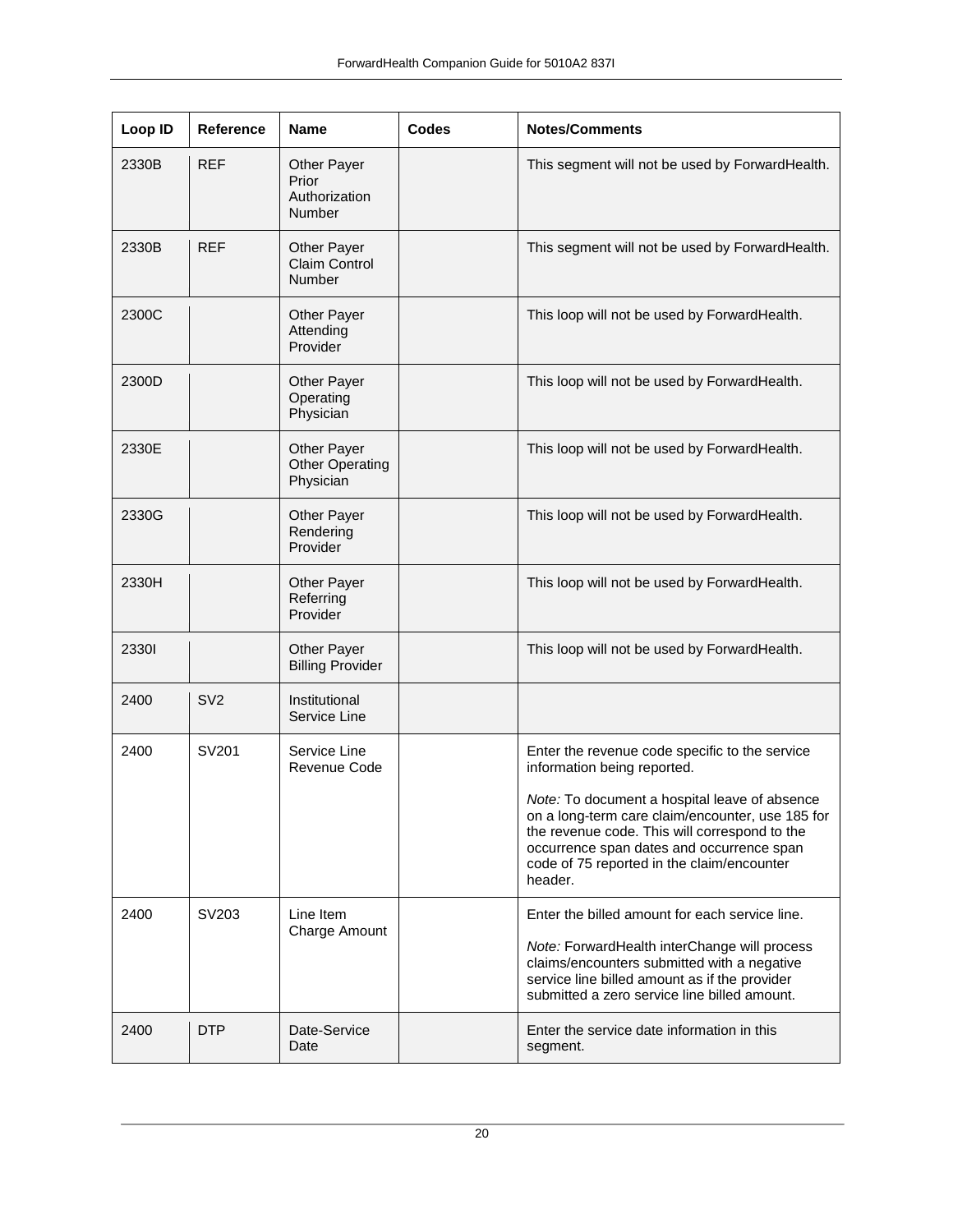| Loop ID | Reference | Name | Codes | Notes/Comments |
| --- | --- | --- | --- | --- |
| 2330B | REF | Other Payer Prior Authorization Number | | This segment will not be used by ForwardHealth. |
| 2330B | REF | Other Payer Claim Control Number | | This segment will not be used by ForwardHealth. |
| 2300C | | Other Payer Attending Provider | | This loop will not be used by ForwardHealth. |
| 2300D | | Other Payer Operating Physician | | This loop will not be used by ForwardHealth. |
| 2330E | | Other Payer Other Operating Physician | | This loop will not be used by ForwardHealth. |
| 2330G | | Other Payer Rendering Provider | | This loop will not be used by ForwardHealth. |
| 2330H | | Other Payer Referring Provider | | This loop will not be used by ForwardHealth. |
| 2330I | | Other Payer Billing Provider | | This loop will not be used by ForwardHealth. |
| 2400 | SV2 | Institutional Service Line | | |
| 2400 | SV201 | Service Line Revenue Code | | Enter the revenue code specific to the service information being reported.<br><br>*Note:* To document a hospital leave of absence on a long-term care claim/encounter, use 185 for the revenue code. This will correspond to the occurrence span dates and occurrence span code of 75 reported in the claim/encounter header. |
| 2400 | SV203 | Line Item Charge Amount | | Enter the billed amount for each service line.<br><br>*Note:* ForwardHealth interChange will process claims/encounters submitted with a negative service line billed amount as if the provider submitted a zero service line billed amount. |
| 2400 | DTP | Date-Service Date | | Enter the service date information in this segment. |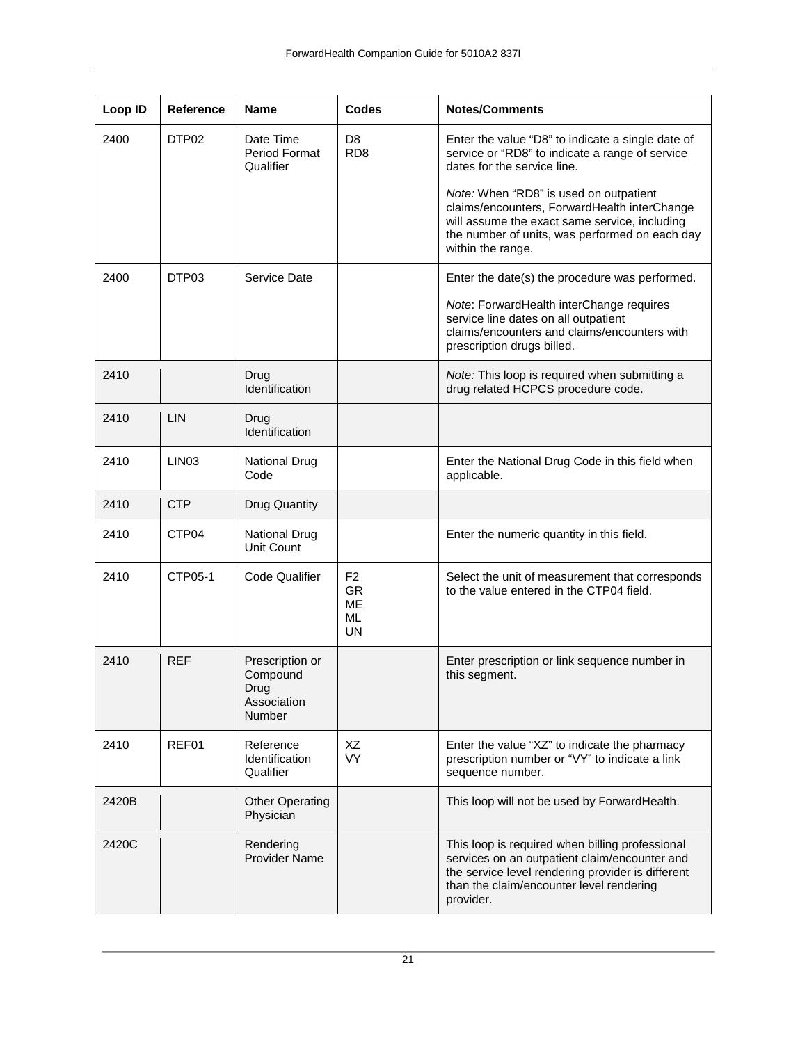| Loop ID | Reference | Name | Codes | Notes/Comments |
|---|---|---|---|---|
| 2400 | DTP02 | Date Time Period Format Qualifier | D8<br>RD8 | Enter the value "D8" to indicate a single date of service or "RD8" to indicate a range of service dates for the service line.<br><br>*Note:* When "RD8" is used on outpatient claims/encounters, ForwardHealth interChange will assume the exact same service, including the number of units, was performed on each day within the range. |
| 2400 | DTP03 | Service Date | | Enter the date(s) the procedure was performed.<br><br>*Note*: ForwardHealth interChange requires service line dates on all outpatient claims/encounters and claims/encounters with prescription drugs billed. |
| 2410 | | Drug Identification | | *Note:* This loop is required when submitting a drug related HCPCS procedure code. |
| 2410 | LIN | Drug Identification | | |
| 2410 | LIN03 | National Drug Code | | Enter the National Drug Code in this field when applicable. |
| 2410 | CTP | Drug Quantity | | |
| 2410 | CTP04 | National Drug Unit Count | | Enter the numeric quantity in this field. |
| 2410 | CTP05-1 | Code Qualifier | F2<br>GR<br>ME<br>ML<br>UN | Select the unit of measurement that corresponds to the value entered in the CTP04 field. |
| 2410 | REF | Prescription or Compound Drug Association Number | | Enter prescription or link sequence number in this segment. |
| 2410 | REF01 | Reference Identification Qualifier | XZ<br>VY | Enter the value "XZ" to indicate the pharmacy prescription number or "VY" to indicate a link sequence number. |
| 2420B | | Other Operating Physician | | This loop will not be used by ForwardHealth. |
| 2420C | | Rendering Provider Name | | This loop is required when billing professional services on an outpatient claim/encounter and the service level rendering provider is different than the claim/encounter level rendering provider. |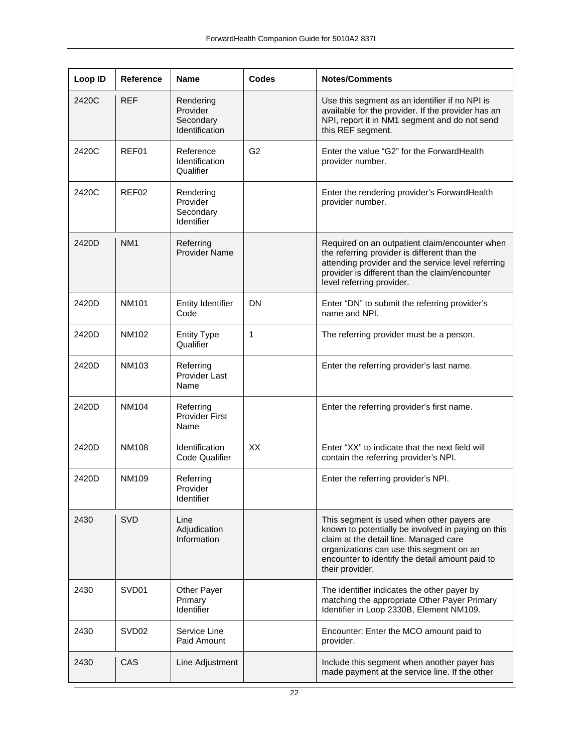| Loop ID | Reference | Name | Codes | Notes/Comments |
| --- | --- | --- | --- | --- |
| 2420C | REF | Rendering Provider Secondary Identification | | Use this segment as an identifier if no NPI is available for the provider. If the provider has an NPI, report it in NM1 segment and do not send this REF segment. |
| 2420C | REF01 | Reference Identification Qualifier | G2 | Enter the value "G2" for the ForwardHealth provider number. |
| 2420C | REF02 | Rendering Provider Secondary Identifier | | Enter the rendering provider's ForwardHealth provider number. |
| 2420D | NM1 | Referring Provider Name | | Required on an outpatient claim/encounter when the referring provider is different than the attending provider and the service level referring provider is different than the claim/encounter level referring provider. |
| 2420D | NM101 | Entity Identifier Code | DN | Enter "DN" to submit the referring provider's name and NPI. |
| 2420D | NM102 | Entity Type Qualifier | 1 | The referring provider must be a person. |
| 2420D | NM103 | Referring Provider Last Name | | Enter the referring provider's last name. |
| 2420D | NM104 | Referring Provider First Name | | Enter the referring provider's first name. |
| 2420D | NM108 | Identification Code Qualifier | XX | Enter "XX" to indicate that the next field will contain the referring provider's NPI. |
| 2420D | NM109 | Referring Provider Identifier | | Enter the referring provider's NPI. |
| 2430 | SVD | Line Adjudication Information | | This segment is used when other payers are known to potentially be involved in paying on this claim at the detail line. Managed care organizations can use this segment on an encounter to identify the detail amount paid to their provider. |
| 2430 | SVD01 | Other Payer Primary Identifier | | The identifier indicates the other payer by matching the appropriate Other Payer Primary Identifier in Loop 2330B, Element NM109. |
| 2430 | SVD02 | Service Line Paid Amount | | Encounter: Enter the MCO amount paid to provider. |
| 2430 | CAS | Line Adjustment | | Include this segment when another payer has made payment at the service line. If the other |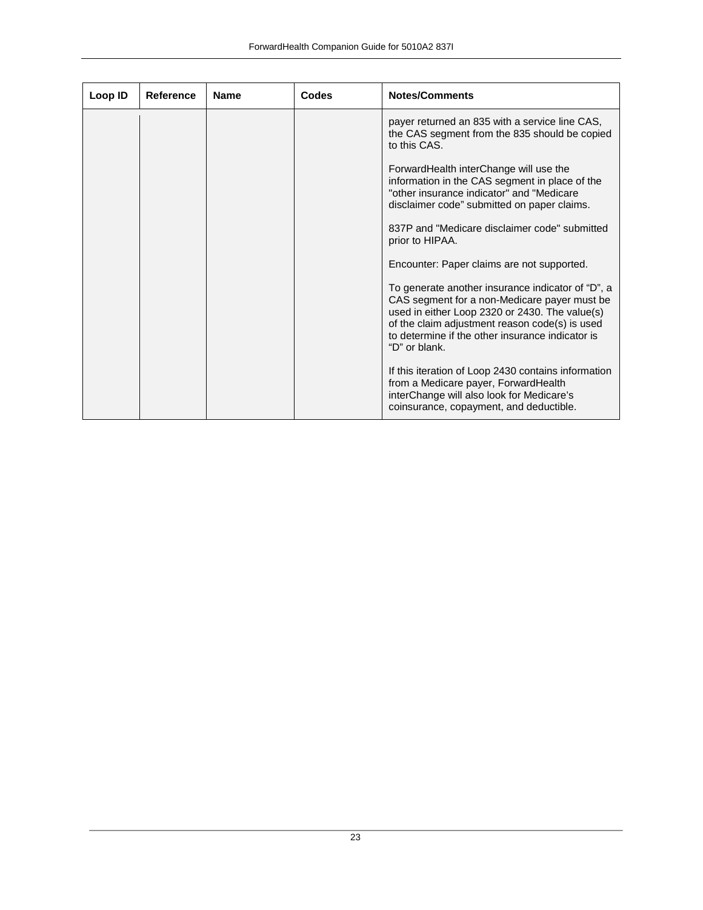| Loop ID | Reference | Name | Codes | Notes/Comments |
| --- | --- | --- | --- | --- |
| | | | | payer returned an 835 with a service line CAS, the CAS segment from the 835 should be copied to this CAS.<br><br>ForwardHealth interChange will use the information in the CAS segment in place of the "other insurance indicator" and "Medicare disclaimer code" submitted on paper claims.<br><br>837P and "Medicare disclaimer code" submitted prior to HIPAA.<br><br>Encounter: Paper claims are not supported.<br><br>To generate another insurance indicator of "D", a CAS segment for a non-Medicare payer must be used in either Loop 2320 or 2430. The value(s) of the claim adjustment reason code(s) is used to determine if the other insurance indicator is "D" or blank.<br><br>If this iteration of Loop 2430 contains information from a Medicare payer, ForwardHealth interChange will also look for Medicare's coinsurance, copayment, and deductible. |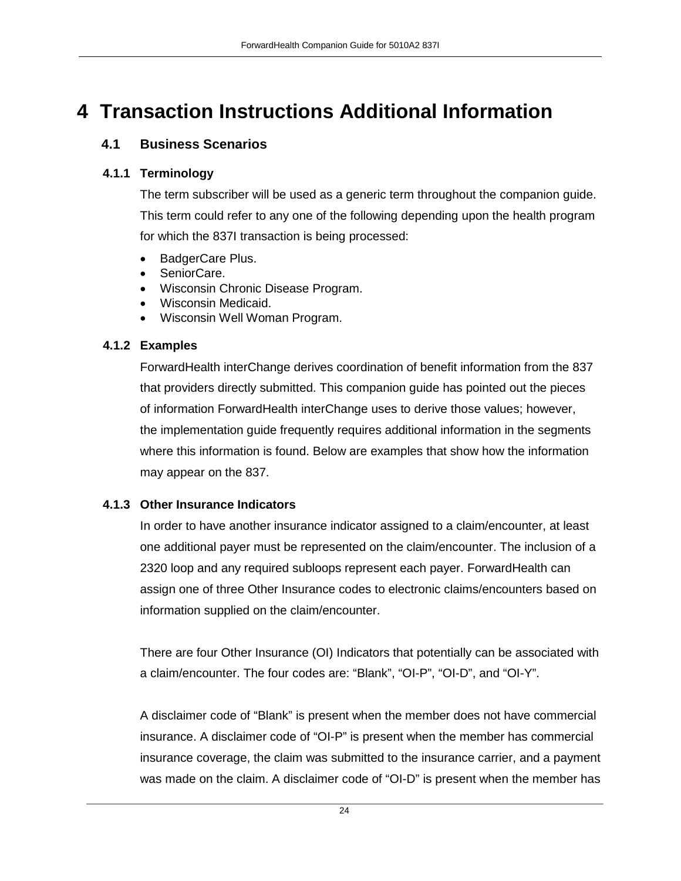# 4 Transaction Instructions Additional Information

## 4.1 Business Scenarios

### 4.1.1 Terminology

The term subscriber will be used as a generic term throughout the companion guide. This term could refer to any one of the following depending upon the health program for which the 837I transaction is being processed:

- BadgerCare Plus.
- SeniorCare.
- Wisconsin Chronic Disease Program.
- Wisconsin Medicaid.
- Wisconsin Well Woman Program.

### 4.1.2 Examples

ForwardHealth interChange derives coordination of benefit information from the 837 that providers directly submitted. This companion guide has pointed out the pieces of information ForwardHealth interChange uses to derive those values; however, the implementation guide frequently requires additional information in the segments where this information is found. Below are examples that show how the information may appear on the 837.

### 4.1.3 Other Insurance Indicators

In order to have another insurance indicator assigned to a claim/encounter, at least one additional payer must be represented on the claim/encounter. The inclusion of a 2320 loop and any required subloops represent each payer. ForwardHealth can assign one of three Other Insurance codes to electronic claims/encounters based on information supplied on the claim/encounter.

There are four Other Insurance (OI) Indicators that potentially can be associated with a claim/encounter. The four codes are: “Blank”, “OI-P”, “OI-D”, and “OI-Y”.

A disclaimer code of “Blank” is present when the member does not have commercial insurance. A disclaimer code of “OI-P” is present when the member has commercial insurance coverage, the claim was submitted to the insurance carrier, and a payment was made on the claim. A disclaimer code of “OI-D” is present when the member has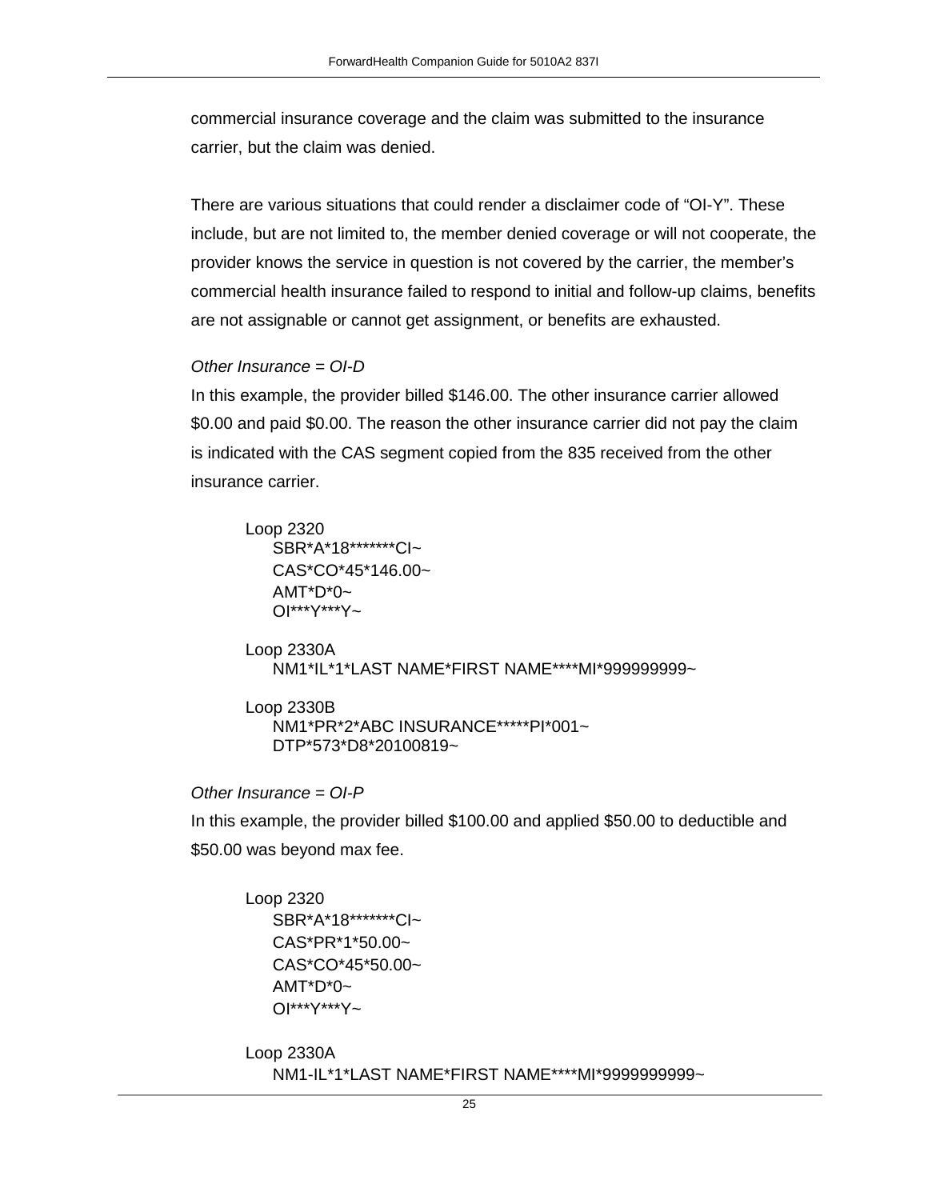commercial insurance coverage and the claim was submitted to the insurance carrier, but the claim was denied.

There are various situations that could render a disclaimer code of “OI-Y”. These include, but are not limited to, the member denied coverage or will not cooperate, the provider knows the service in question is not covered by the carrier, the member’s commercial health insurance failed to respond to initial and follow-up claims, benefits are not assignable or cannot get assignment, or benefits are exhausted.

*Other Insurance = OI-D*

In this example, the provider billed $146.00. The other insurance carrier allowed $0.00 and paid $0.00. The reason the other insurance carrier did not pay the claim is indicated with the CAS segment copied from the 835 received from the other insurance carrier.

```
Loop 2320
    SBR*A*18*******CI~
    CAS*CO*45*146.00~
    AMT*D*0~
    OI***Y***Y~

Loop 2330A
    NM1*IL*1*LAST NAME*FIRST NAME****MI*999999999~

Loop 2330B
    NM1*PR*2*ABC INSURANCE*****PI*001~
    DTP*573*D8*20100819~
```

*Other Insurance = OI-P*

In this example, the provider billed $100.00 and applied $50.00 to deductible and $50.00 was beyond max fee.

```
Loop 2320
    SBR*A*18*******CI~
    CAS*PR*1*50.00~
    CAS*CO*45*50.00~
    AMT*D*0~
    OI***Y***Y~

Loop 2330A
    NM1-IL*1*LAST NAME*FIRST NAME****MI*9999999999~
```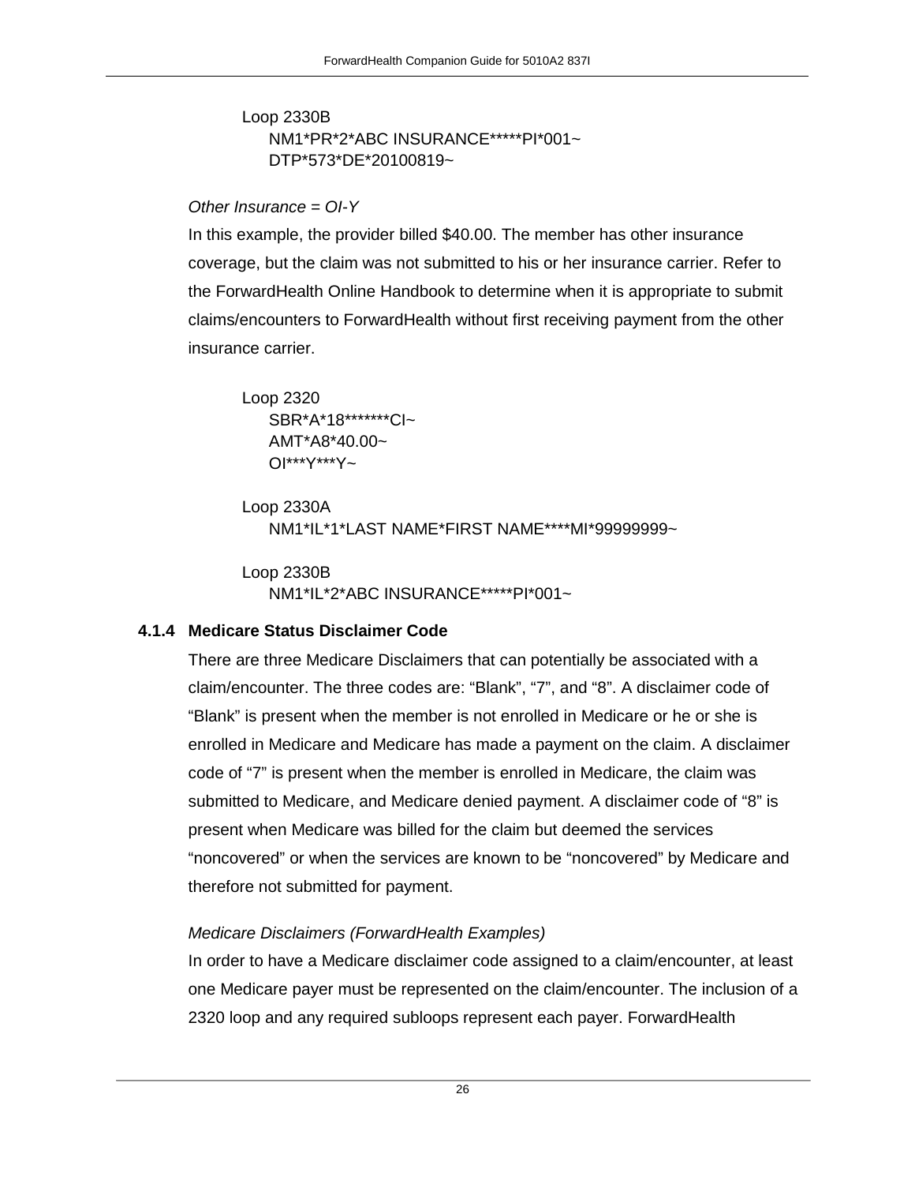```
Loop 2330B
    NM1*PR*2*ABC INSURANCE*****PI*001~
    DTP*573*DE*20100819~
```

*Other Insurance = OI-Y*

In this example, the provider billed $40.00. The member has other insurance coverage, but the claim was not submitted to his or her insurance carrier. Refer to the ForwardHealth Online Handbook to determine when it is appropriate to submit claims/encounters to ForwardHealth without first receiving payment from the other insurance carrier.

```
Loop 2320
    SBR*A*18*******CI~
    AMT*A8*40.00~
    OI***Y***Y~

Loop 2330A
    NM1*IL*1*LAST NAME*FIRST NAME****MI*99999999~

Loop 2330B
    NM1*IL*2*ABC INSURANCE*****PI*001~
```

### 4.1.4 Medicare Status Disclaimer Code

There are three Medicare Disclaimers that can potentially be associated with a claim/encounter. The three codes are: "Blank", "7", and "8". A disclaimer code of "Blank" is present when the member is not enrolled in Medicare or he or she is enrolled in Medicare and Medicare has made a payment on the claim. A disclaimer code of "7" is present when the member is enrolled in Medicare, the claim was submitted to Medicare, and Medicare denied payment. A disclaimer code of "8" is present when Medicare was billed for the claim but deemed the services "noncovered" or when the services are known to be "noncovered" by Medicare and therefore not submitted for payment.

*Medicare Disclaimers (ForwardHealth Examples)*

In order to have a Medicare disclaimer code assigned to a claim/encounter, at least one Medicare payer must be represented on the claim/encounter. The inclusion of a 2320 loop and any required subloops represent each payer. ForwardHealth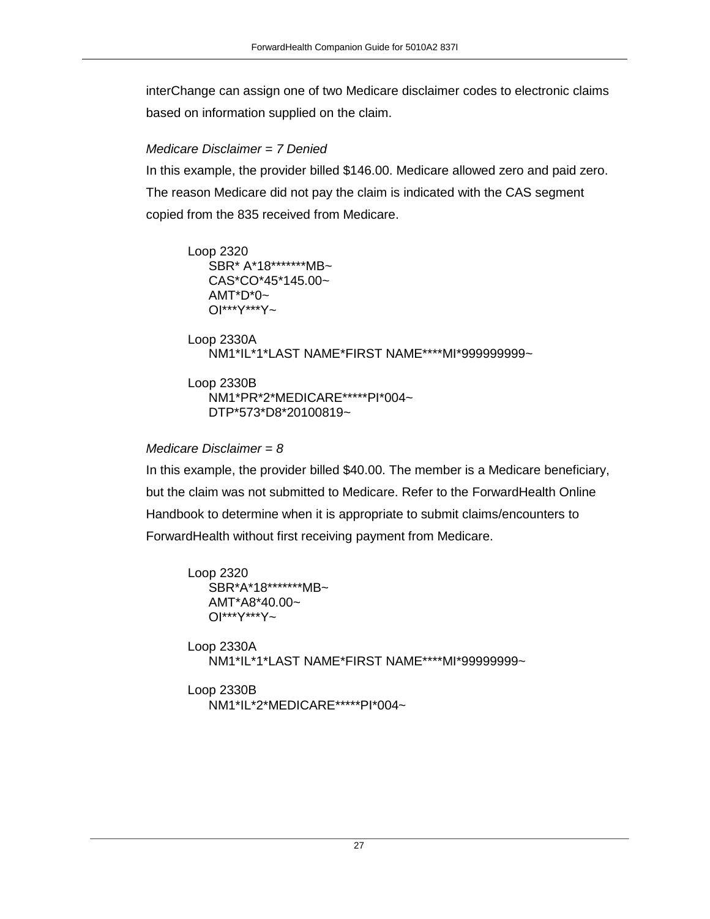interChange can assign one of two Medicare disclaimer codes to electronic claims based on information supplied on the claim.

*Medicare Disclaimer = 7 Denied*

In this example, the provider billed $146.00. Medicare allowed zero and paid zero. The reason Medicare did not pay the claim is indicated with the CAS segment copied from the 835 received from Medicare.

```
Loop 2320
    SBR* A*18*******MB~
    CAS*CO*45*145.00~
    AMT*D*0~
    OI***Y***Y~

Loop 2330A
    NM1*IL*1*LAST NAME*FIRST NAME****MI*999999999~

Loop 2330B
    NM1*PR*2*MEDICARE*****PI*004~
    DTP*573*D8*20100819~
```

*Medicare Disclaimer = 8*

In this example, the provider billed $40.00. The member is a Medicare beneficiary, but the claim was not submitted to Medicare. Refer to the ForwardHealth Online Handbook to determine when it is appropriate to submit claims/encounters to ForwardHealth without first receiving payment from Medicare.

```
Loop 2320
    SBR*A*18*******MB~
    AMT*A8*40.00~
    OI***Y***Y~

Loop 2330A
    NM1*IL*1*LAST NAME*FIRST NAME****MI*99999999~

Loop 2330B
    NM1*IL*2*MEDICARE*****PI*004~
```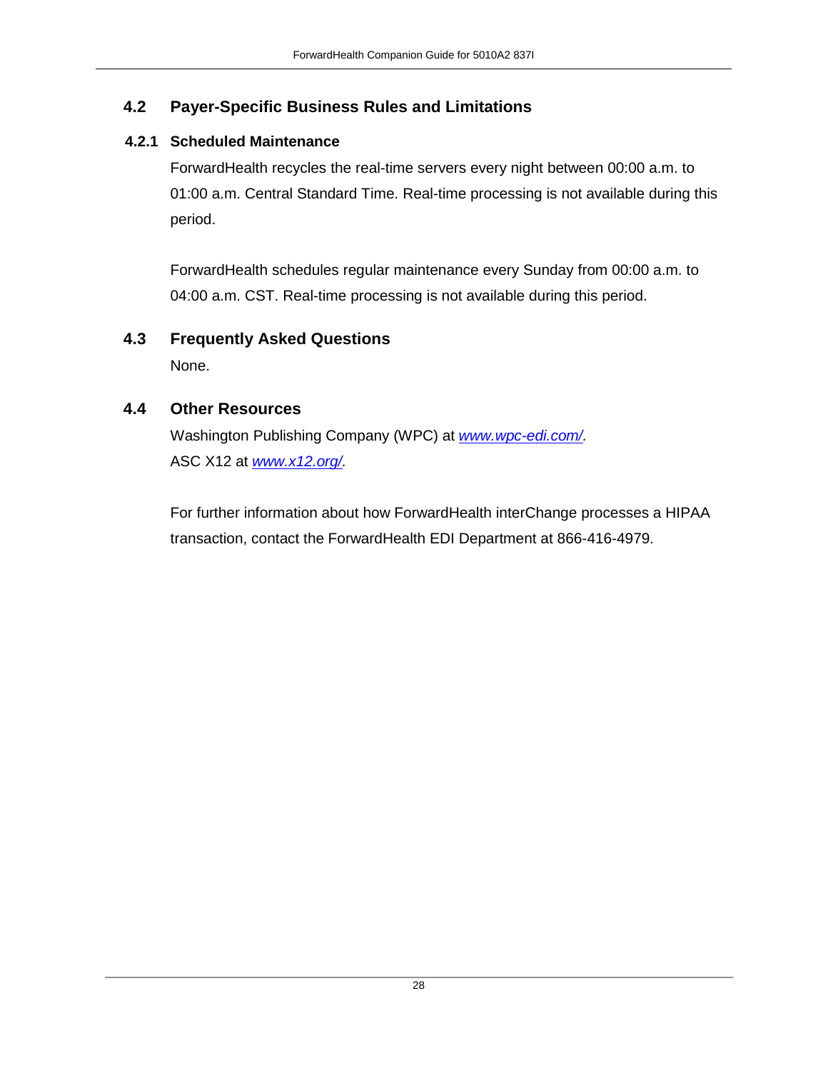## 4.2 Payer-Specific Business Rules and Limitations

### 4.2.1 Scheduled Maintenance

ForwardHealth recycles the real-time servers every night between 00:00 a.m. to 01:00 a.m. Central Standard Time. Real-time processing is not available during this period.

ForwardHealth schedules regular maintenance every Sunday from 00:00 a.m. to 04:00 a.m. CST. Real-time processing is not available during this period.

## 4.3 Frequently Asked Questions

None.

## 4.4 Other Resources

Washington Publishing Company (WPC) at *www.wpc-edi.com/.*
ASC X12 at *www.x12.org/.*

For further information about how ForwardHealth interChange processes a HIPAA transaction, contact the ForwardHealth EDI Department at 866-416-4979.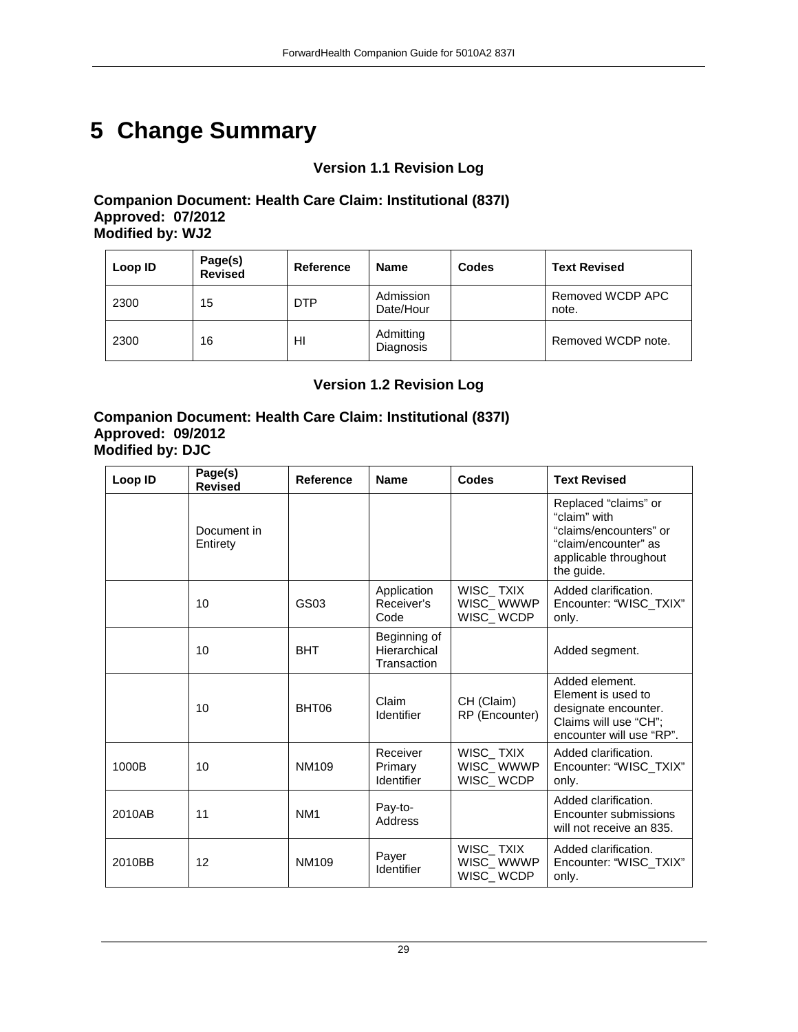# 5 Change Summary

### Version 1.1 Revision Log

**Companion Document: Health Care Claim: Institutional (837I)**
**Approved: 07/2012**
**Modified by: WJ2**

| Loop ID | Page(s) Revised | Reference | Name | Codes | Text Revised |
|---|---|---|---|---|---|
| 2300 | 15 | DTP | Admission Date/Hour | | Removed WCDP APC note. |
| 2300 | 16 | HI | Admitting Diagnosis | | Removed WCDP note. |

### Version 1.2 Revision Log

**Companion Document: Health Care Claim: Institutional (837I)**
**Approved: 09/2012**
**Modified by: DJC**

| Loop ID | Page(s) Revised | Reference | Name | Codes | Text Revised |
|---|---|---|---|---|---|
| | Document in Entirety | | | | Replaced “claims” or “claim” with “claims/encounters” or “claim/encounter” as applicable throughout the guide. |
| | 10 | GS03 | Application Receiver’s Code | WISC_ TXIX WISC_ WWWP WISC_ WCDP | Added clarification. Encounter: “WISC_TXIX” only. |
| | 10 | BHT | Beginning of Hierarchical Transaction | | Added segment. |
| | 10 | BHT06 | Claim Identifier | CH (Claim) RP (Encounter) | Added element. Element is used to designate encounter. Claims will use “CH”; encounter will use “RP”. |
| 1000B | 10 | NM109 | Receiver Primary Identifier | WISC_ TXIX WISC_ WWWP WISC_ WCDP | Added clarification. Encounter: “WISC_TXIX” only. |
| 2010AB | 11 | NM1 | Pay-to-Address | | Added clarification. Encounter submissions will not receive an 835. |
| 2010BB | 12 | NM109 | Payer Identifier | WISC_ TXIX WISC_ WWWP WISC_ WCDP | Added clarification. Encounter: “WISC_TXIX” only. |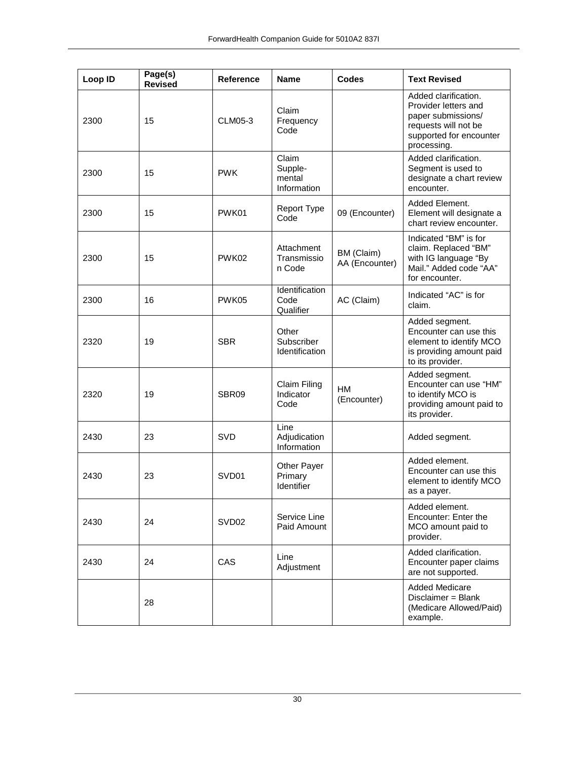| Loop ID | Page(s) Revised | Reference | Name | Codes | Text Revised |
|---|---|---|---|---|---|
| 2300 | 15 | CLM05-3 | Claim Frequency Code | | Added clarification. Provider letters and paper submissions/ requests will not be supported for encounter processing. |
| 2300 | 15 | PWK | Claim Supple-mental Information | | Added clarification. Segment is used to designate a chart review encounter. |
| 2300 | 15 | PWK01 | Report Type Code | 09 (Encounter) | Added Element. Element will designate a chart review encounter. |
| 2300 | 15 | PWK02 | Attachment Transmission Code | BM (Claim) AA (Encounter) | Indicated "BM" is for claim. Replaced "BM" with IG language "By Mail." Added code "AA" for encounter. |
| 2300 | 16 | PWK05 | Identification Code Qualifier | AC (Claim) | Indicated "AC" is for claim. |
| 2320 | 19 | SBR | Other Subscriber Identification | | Added segment. Encounter can use this element to identify MCO is providing amount paid to its provider. |
| 2320 | 19 | SBR09 | Claim Filing Indicator Code | HM (Encounter) | Added segment. Encounter can use "HM" to identify MCO is providing amount paid to its provider. |
| 2430 | 23 | SVD | Line Adjudication Information | | Added segment. |
| 2430 | 23 | SVD01 | Other Payer Primary Identifier | | Added element. Encounter can use this element to identify MCO as a payer. |
| 2430 | 24 | SVD02 | Service Line Paid Amount | | Added element. Encounter: Enter the MCO amount paid to provider. |
| 2430 | 24 | CAS | Line Adjustment | | Added clarification. Encounter paper claims are not supported. |
| | 28 | | | | Added Medicare Disclaimer = Blank (Medicare Allowed/Paid) example. |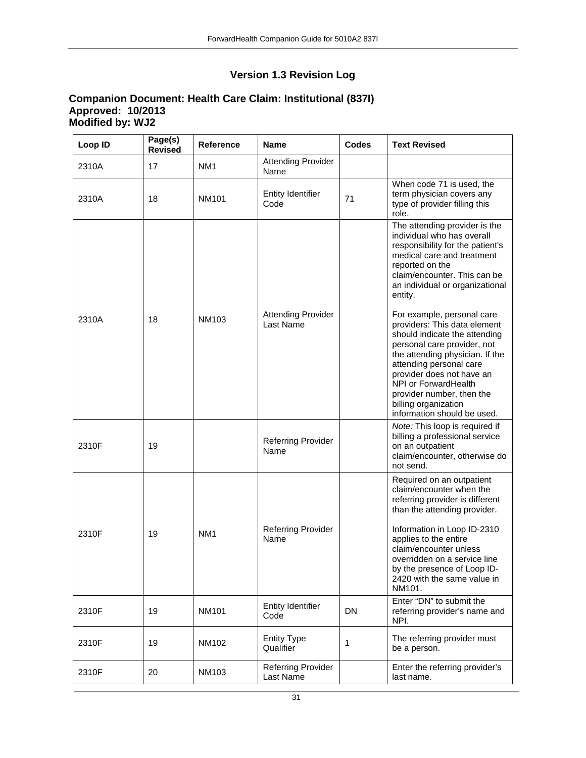## Version 1.3 Revision Log

### Companion Document: Health Care Claim: Institutional (837I)
### Approved: 10/2013
### Modified by: WJ2

| Loop ID | Page(s) Revised | Reference | Name | Codes | Text Revised |
|---|---|---|---|---|---|
| 2310A | 17 | NM1 | Attending Provider Name | | |
| 2310A | 18 | NM101 | Entity Identifier Code | 71 | When code 71 is used, the term physician covers any type of provider filling this role. |
| 2310A | 18 | NM103 | Attending Provider Last Name | | The attending provider is the individual who has overall responsibility for the patient's medical care and treatment reported on the claim/encounter. This can be an individual or organizational entity.<br><br>For example, personal care providers: This data element should indicate the attending personal care provider, not the attending physician. If the attending personal care provider does not have an NPI or ForwardHealth provider number, then the billing organization information should be used. |
| 2310F | 19 | | Referring Provider Name | | *Note:* This loop is required if billing a professional service on an outpatient claim/encounter, otherwise do not send. |
| 2310F | 19 | NM1 | Referring Provider Name | | Required on an outpatient claim/encounter when the referring provider is different than the attending provider.<br><br>Information in Loop ID-2310 applies to the entire claim/encounter unless overridden on a service line by the presence of Loop ID-2420 with the same value in NM101. |
| 2310F | 19 | NM101 | Entity Identifier Code | DN | Enter "DN" to submit the referring provider's name and NPI. |
| 2310F | 19 | NM102 | Entity Type Qualifier | 1 | The referring provider must be a person. |
| 2310F | 20 | NM103 | Referring Provider Last Name | | Enter the referring provider's last name. |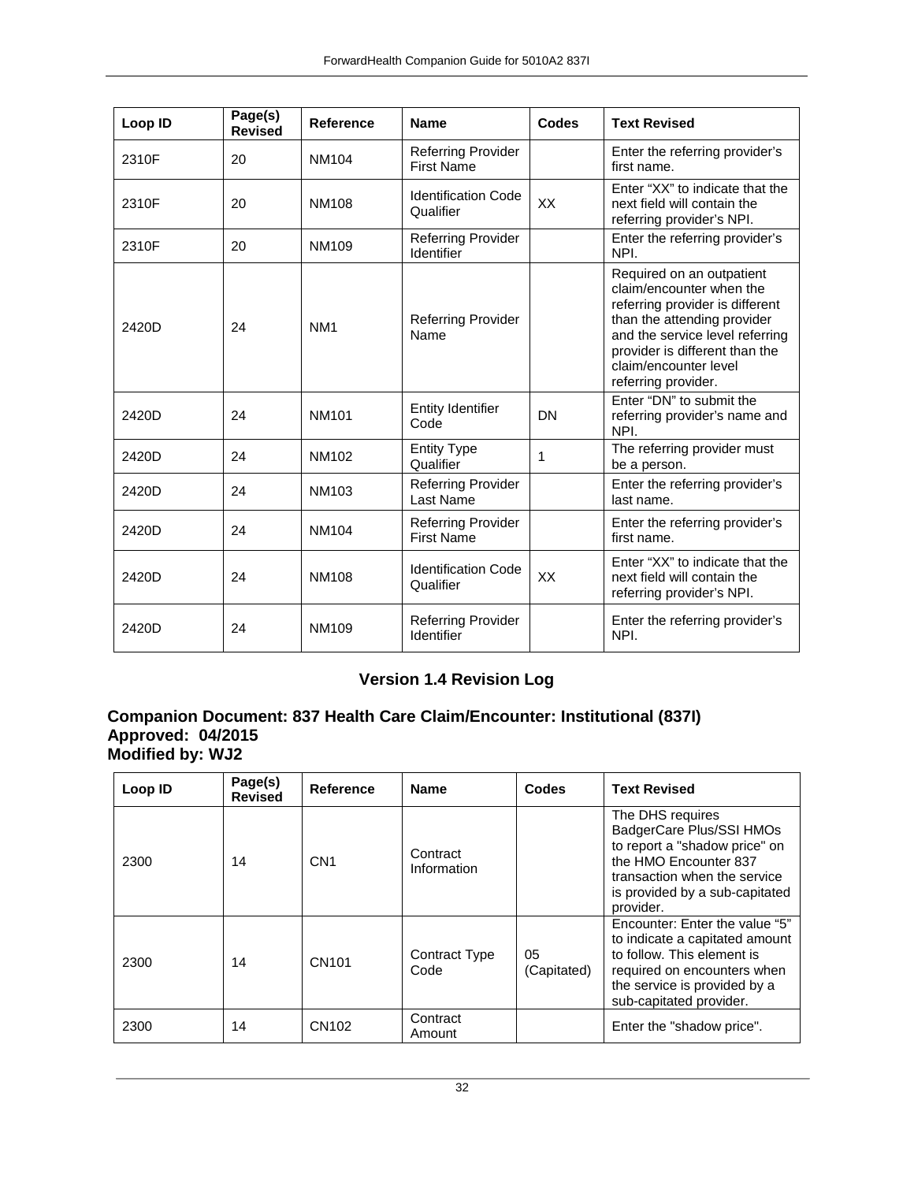| Loop ID | Page(s) Revised | Reference | Name | Codes | Text Revised |
|---|---|---|---|---|---|
| 2310F | 20 | NM104 | Referring Provider First Name | | Enter the referring provider's first name. |
| 2310F | 20 | NM108 | Identification Code Qualifier | XX | Enter "XX" to indicate that the next field will contain the referring provider's NPI. |
| 2310F | 20 | NM109 | Referring Provider Identifier | | Enter the referring provider's NPI. |
| 2420D | 24 | NM1 | Referring Provider Name | | Required on an outpatient claim/encounter when the referring provider is different than the attending provider and the service level referring provider is different than the claim/encounter level referring provider. |
| 2420D | 24 | NM101 | Entity Identifier Code | DN | Enter "DN" to submit the referring provider's name and NPI. |
| 2420D | 24 | NM102 | Entity Type Qualifier | 1 | The referring provider must be a person. |
| 2420D | 24 | NM103 | Referring Provider Last Name | | Enter the referring provider's last name. |
| 2420D | 24 | NM104 | Referring Provider First Name | | Enter the referring provider's first name. |
| 2420D | 24 | NM108 | Identification Code Qualifier | XX | Enter "XX" to indicate that the next field will contain the referring provider's NPI. |
| 2420D | 24 | NM109 | Referring Provider Identifier | | Enter the referring provider's NPI. |

## Version 1.4 Revision Log

**Companion Document: 837 Health Care Claim/Encounter: Institutional (837I)**
**Approved: 04/2015**
**Modified by: WJ2**

| Loop ID | Page(s) Revised | Reference | Name | Codes | Text Revised |
|---|---|---|---|---|---|
| 2300 | 14 | CN1 | Contract Information | | The DHS requires BadgerCare Plus/SSI HMOs to report a "shadow price" on the HMO Encounter 837 transaction when the service is provided by a sub-capitated provider. |
| 2300 | 14 | CN101 | Contract Type Code | 05 (Capitated) | Encounter: Enter the value "5" to indicate a capitated amount to follow. This element is required on encounters when the service is provided by a sub-capitated provider. |
| 2300 | 14 | CN102 | Contract Amount | | Enter the "shadow price". |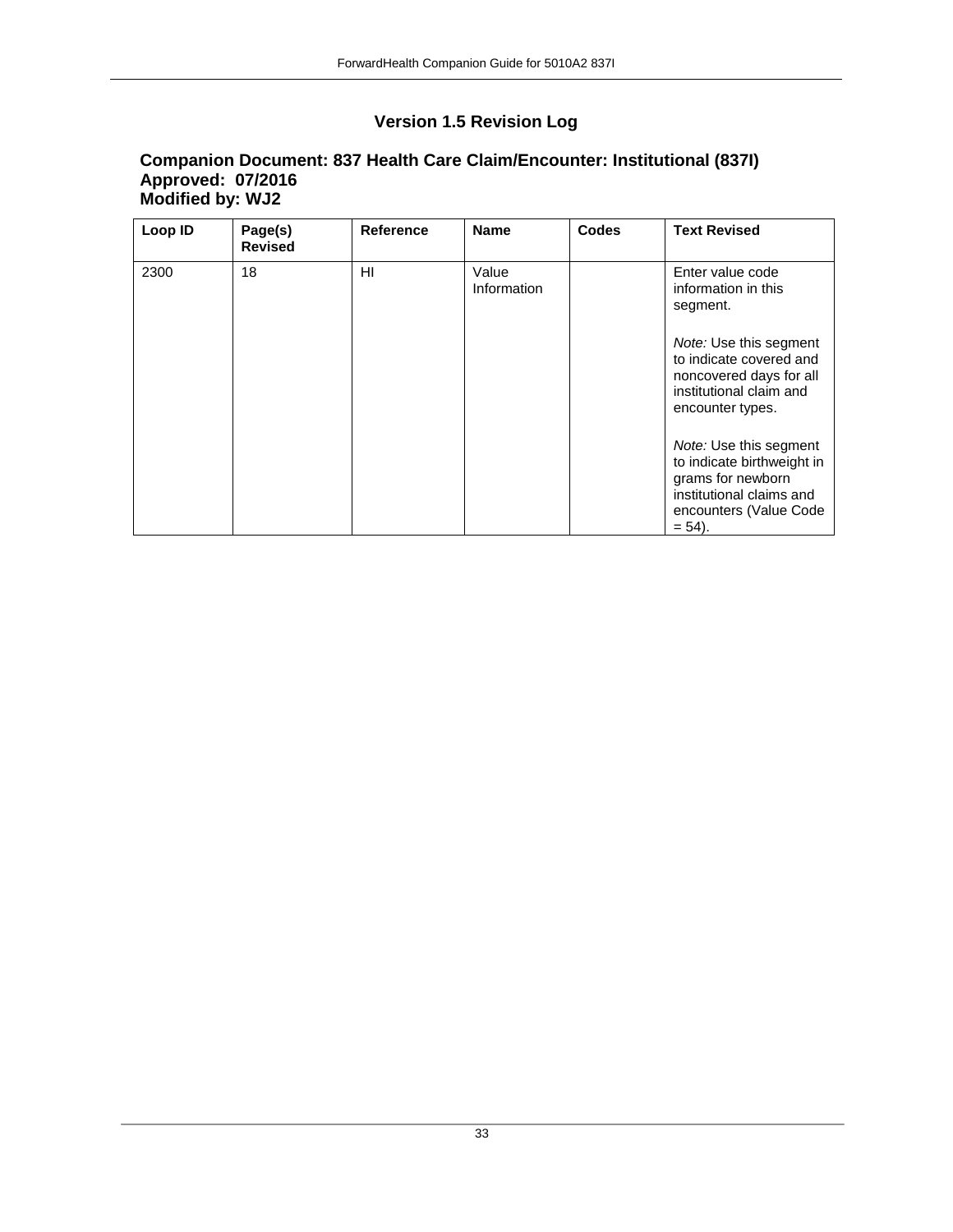## Version 1.5 Revision Log

### Companion Document: 837 Health Care Claim/Encounter: Institutional (837I)
### Approved: 07/2016
### Modified by: WJ2

| Loop ID | Page(s) Revised | Reference | Name | Codes | Text Revised |
|---|---|---|---|---|---|
| 2300 | 18 | HI | Value Information | | Enter value code information in this segment.<br><br>*Note:* Use this segment to indicate covered and noncovered days for all institutional claim and encounter types.<br><br>*Note:* Use this segment to indicate birthweight in grams for newborn institutional claims and encounters (Value Code = 54). |